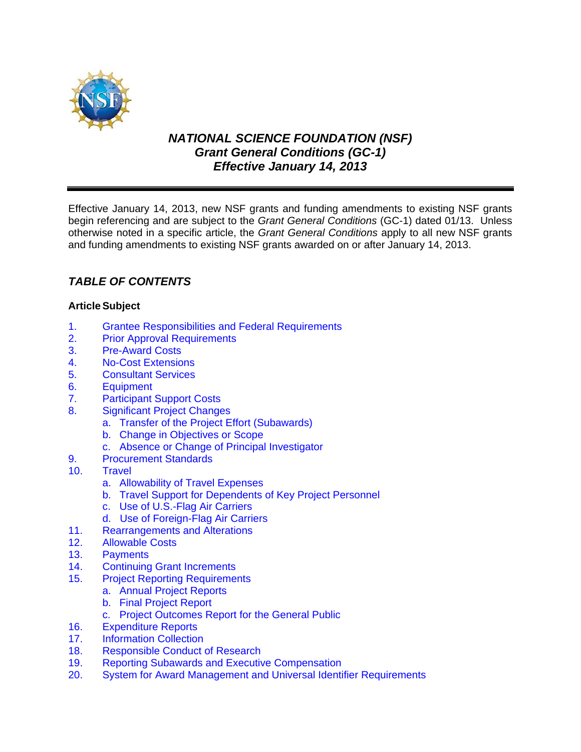# *NATIONAL SCIENCE FOUNDATION (NSF)*
# *Grant General Conditions (GC-1)*
# *Effective January 14, 2013*

Effective January 14, 2013, new NSF grants and funding amendments to existing NSF grants begin referencing and are subject to the *Grant General Conditions* (GC-1) dated 01/13. Unless otherwise noted in a specific article, the *Grant General Conditions* apply to all new NSF grants and funding amendments to existing NSF grants awarded on or after January 14, 2013.

## *TABLE OF CONTENTS*

**Article Subject**

1. Grantee Responsibilities and Federal Requirements
2. Prior Approval Requirements
3. Pre-Award Costs
4. No-Cost Extensions
5. Consultant Services
6. Equipment
7. Participant Support Costs
8. Significant Project Changes
   a. Transfer of the Project Effort (Subawards)
   b. Change in Objectives or Scope
   c. Absence or Change of Principal Investigator
9. Procurement Standards
10. Travel
    a. Allowability of Travel Expenses
    b. Travel Support for Dependents of Key Project Personnel
    c. Use of U.S.-Flag Air Carriers
    d. Use of Foreign-Flag Air Carriers
11. Rearrangements and Alterations
12. Allowable Costs
13. Payments
14. Continuing Grant Increments
15. Project Reporting Requirements
    a. Annual Project Reports
    b. Final Project Report
    c. Project Outcomes Report for the General Public
16. Expenditure Reports
17. Information Collection
18. Responsible Conduct of Research
19. Reporting Subawards and Executive Compensation
20. System for Award Management and Universal Identifier Requirements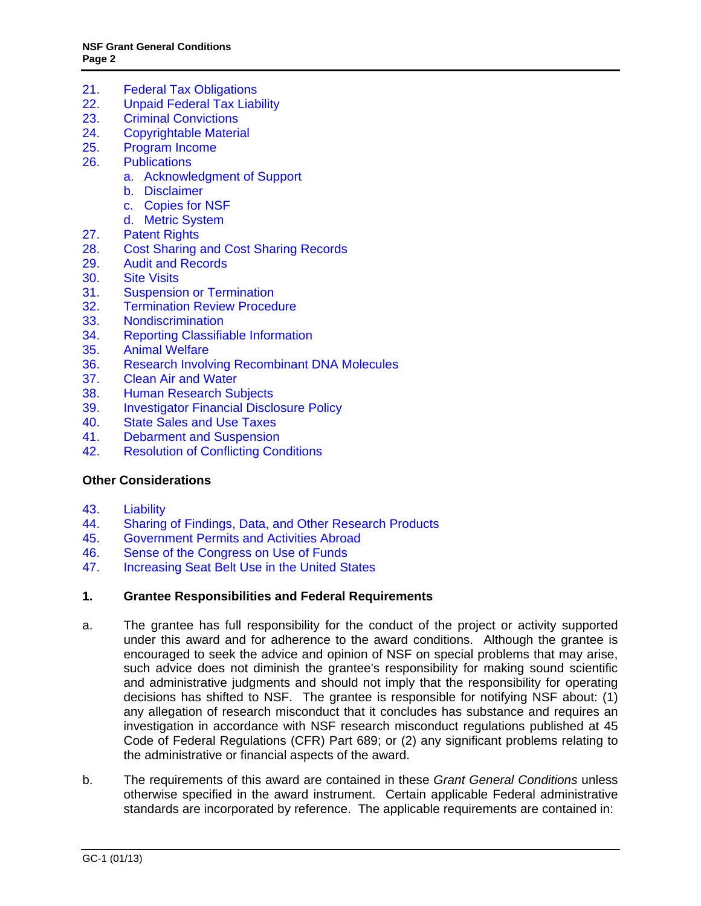21. Federal Tax Obligations
22. Unpaid Federal Tax Liability
23. Criminal Convictions
24. Copyrightable Material
25. Program Income
26. Publications
    a. Acknowledgment of Support
    b. Disclaimer
    c. Copies for NSF
    d. Metric System
27. Patent Rights
28. Cost Sharing and Cost Sharing Records
29. Audit and Records
30. Site Visits
31. Suspension or Termination
32. Termination Review Procedure
33. Nondiscrimination
34. Reporting Classifiable Information
35. Animal Welfare
36. Research Involving Recombinant DNA Molecules
37. Clean Air and Water
38. Human Research Subjects
39. Investigator Financial Disclosure Policy
40. State Sales and Use Taxes
41. Debarment and Suspension
42. Resolution of Conflicting Conditions

**Other Considerations**

43. Liability
44. Sharing of Findings, Data, and Other Research Products
45. Government Permits and Activities Abroad
46. Sense of the Congress on Use of Funds
47. Increasing Seat Belt Use in the United States

## 1. Grantee Responsibilities and Federal Requirements

a. The grantee has full responsibility for the conduct of the project or activity supported under this award and for adherence to the award conditions. Although the grantee is encouraged to seek the advice and opinion of NSF on special problems that may arise, such advice does not diminish the grantee's responsibility for making sound scientific and administrative judgments and should not imply that the responsibility for operating decisions has shifted to NSF. The grantee is responsible for notifying NSF about: (1) any allegation of research misconduct that it concludes has substance and requires an investigation in accordance with NSF research misconduct regulations published at 45 Code of Federal Regulations (CFR) Part 689; or (2) any significant problems relating to the administrative or financial aspects of the award.

b. The requirements of this award are contained in these *Grant General Conditions* unless otherwise specified in the award instrument. Certain applicable Federal administrative standards are incorporated by reference. The applicable requirements are contained in: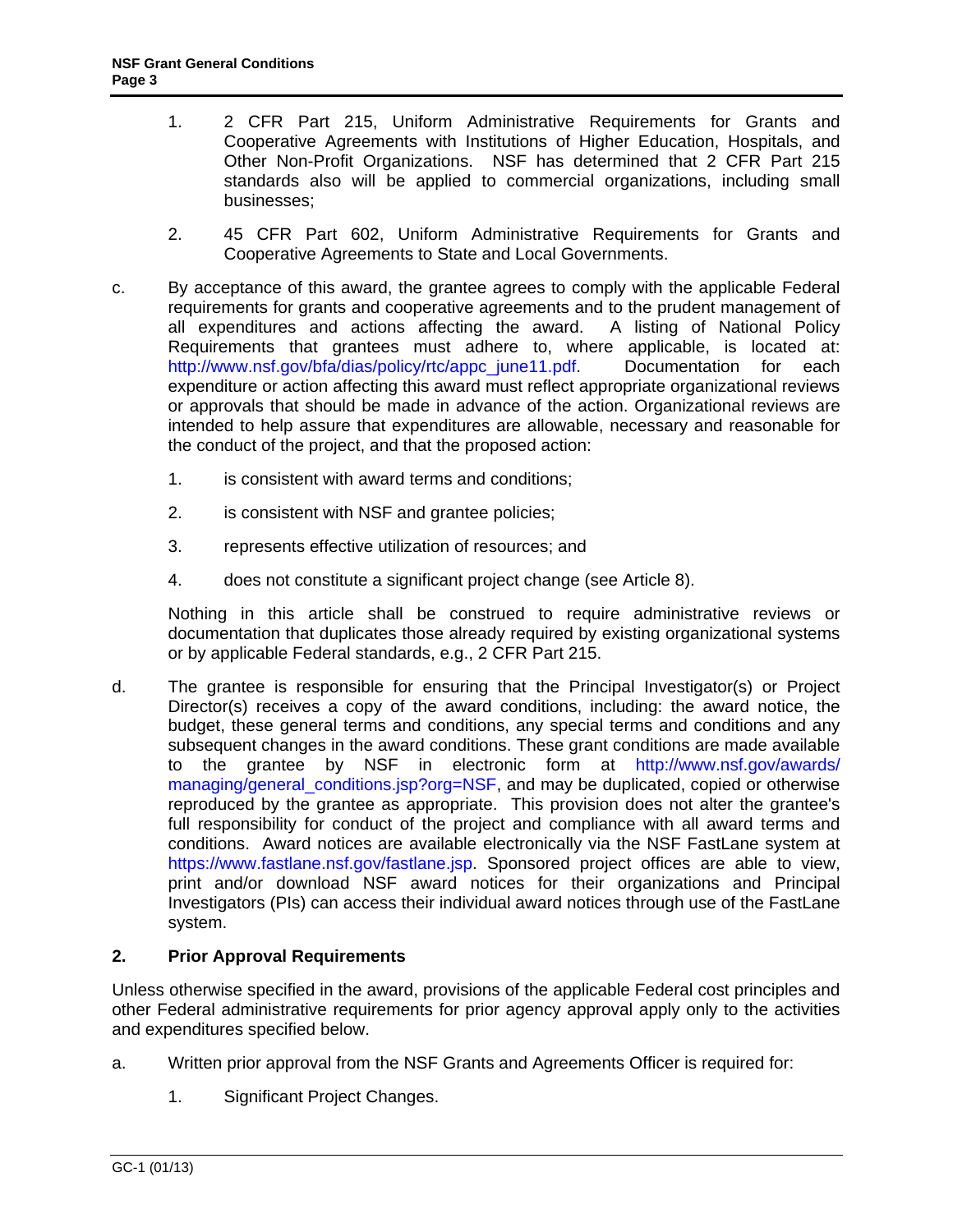1. 2 CFR Part 215, Uniform Administrative Requirements for Grants and Cooperative Agreements with Institutions of Higher Education, Hospitals, and Other Non-Profit Organizations. NSF has determined that 2 CFR Part 215 standards also will be applied to commercial organizations, including small businesses;

2. 45 CFR Part 602, Uniform Administrative Requirements for Grants and Cooperative Agreements to State and Local Governments.

c. By acceptance of this award, the grantee agrees to comply with the applicable Federal requirements for grants and cooperative agreements and to the prudent management of all expenditures and actions affecting the award. A listing of National Policy Requirements that grantees must adhere to, where applicable, is located at: http://www.nsf.gov/bfa/dias/policy/rtc/appc_june11.pdf. Documentation for each expenditure or action affecting this award must reflect appropriate organizational reviews or approvals that should be made in advance of the action. Organizational reviews are intended to help assure that expenditures are allowable, necessary and reasonable for the conduct of the project, and that the proposed action:

   1. is consistent with award terms and conditions;

   2. is consistent with NSF and grantee policies;

   3. represents effective utilization of resources; and

   4. does not constitute a significant project change (see Article 8).

   Nothing in this article shall be construed to require administrative reviews or documentation that duplicates those already required by existing organizational systems or by applicable Federal standards, e.g., 2 CFR Part 215.

d. The grantee is responsible for ensuring that the Principal Investigator(s) or Project Director(s) receives a copy of the award conditions, including: the award notice, the budget, these general terms and conditions, any special terms and conditions and any subsequent changes in the award conditions. These grant conditions are made available to the grantee by NSF in electronic form at http://www.nsf.gov/awards/managing/general_conditions.jsp?org=NSF, and may be duplicated, copied or otherwise reproduced by the grantee as appropriate. This provision does not alter the grantee's full responsibility for conduct of the project and compliance with all award terms and conditions. Award notices are available electronically via the NSF FastLane system at https://www.fastlane.nsf.gov/fastlane.jsp. Sponsored project offices are able to view, print and/or download NSF award notices for their organizations and Principal Investigators (PIs) can access their individual award notices through use of the FastLane system.

## 2. Prior Approval Requirements

Unless otherwise specified in the award, provisions of the applicable Federal cost principles and other Federal administrative requirements for prior agency approval apply only to the activities and expenditures specified below.

a. Written prior approval from the NSF Grants and Agreements Officer is required for:

   1. Significant Project Changes.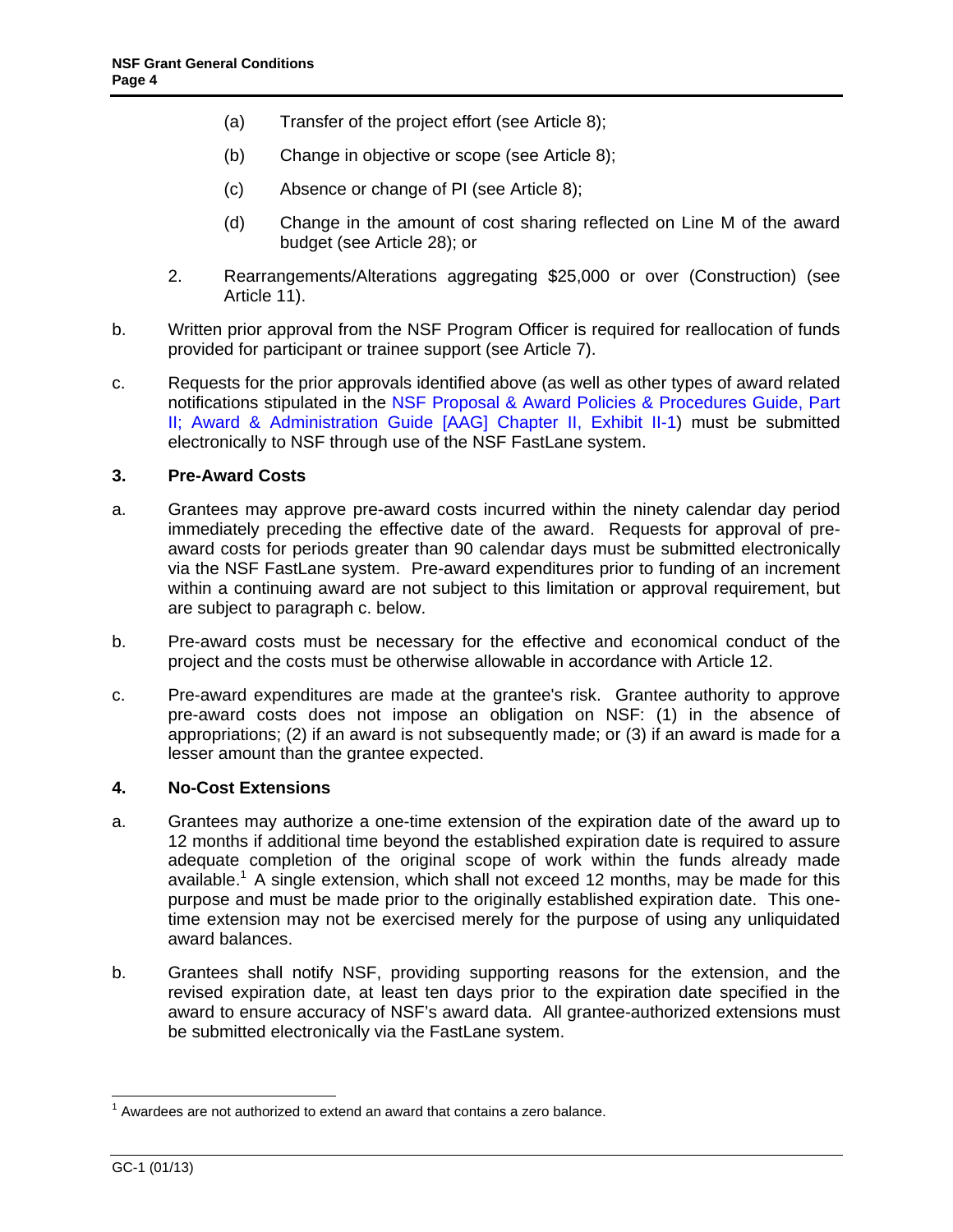(a) Transfer of the project effort (see Article 8);

(b) Change in objective or scope (see Article 8);

(c) Absence or change of PI (see Article 8);

(d) Change in the amount of cost sharing reflected on Line M of the award budget (see Article 28); or

2. Rearrangements/Alterations aggregating $25,000 or over (Construction) (see Article 11).

b. Written prior approval from the NSF Program Officer is required for reallocation of funds provided for participant or trainee support (see Article 7).

c. Requests for the prior approvals identified above (as well as other types of award related notifications stipulated in the NSF Proposal & Award Policies & Procedures Guide, Part II; Award & Administration Guide [AAG] Chapter II, Exhibit II-1) must be submitted electronically to NSF through use of the NSF FastLane system.

## 3. Pre-Award Costs

a. Grantees may approve pre-award costs incurred within the ninety calendar day period immediately preceding the effective date of the award. Requests for approval of pre-award costs for periods greater than 90 calendar days must be submitted electronically via the NSF FastLane system. Pre-award expenditures prior to funding of an increment within a continuing award are not subject to this limitation or approval requirement, but are subject to paragraph c. below.

b. Pre-award costs must be necessary for the effective and economical conduct of the project and the costs must be otherwise allowable in accordance with Article 12.

c. Pre-award expenditures are made at the grantee's risk. Grantee authority to approve pre-award costs does not impose an obligation on NSF: (1) in the absence of appropriations; (2) if an award is not subsequently made; or (3) if an award is made for a lesser amount than the grantee expected.

## 4. No-Cost Extensions

a. Grantees may authorize a one-time extension of the expiration date of the award up to 12 months if additional time beyond the established expiration date is required to assure adequate completion of the original scope of work within the funds already made available.[1] A single extension, which shall not exceed 12 months, may be made for this purpose and must be made prior to the originally established expiration date. This one-time extension may not be exercised merely for the purpose of using any unliquidated award balances.

b. Grantees shall notify NSF, providing supporting reasons for the extension, and the revised expiration date, at least ten days prior to the expiration date specified in the award to ensure accuracy of NSF's award data. All grantee-authorized extensions must be submitted electronically via the FastLane system.

---

[1] Awardees are not authorized to extend an award that contains a zero balance.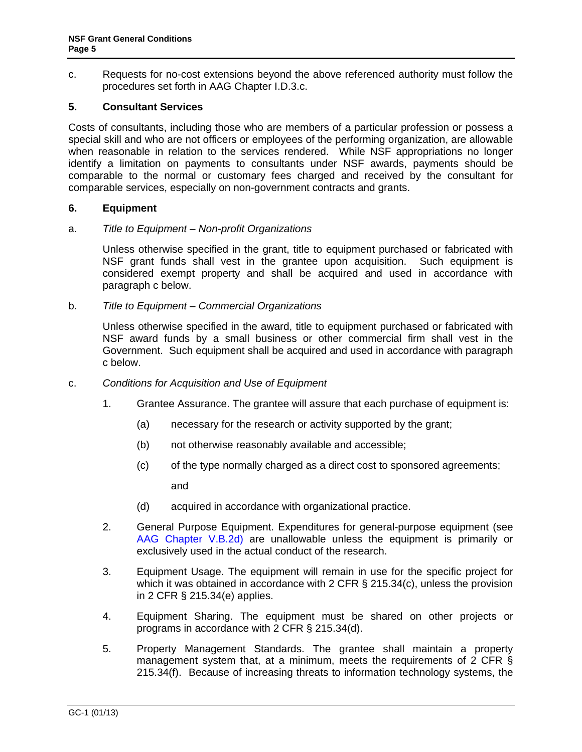c. Requests for no-cost extensions beyond the above referenced authority must follow the procedures set forth in AAG Chapter I.D.3.c.

## 5. Consultant Services

Costs of consultants, including those who are members of a particular profession or possess a special skill and who are not officers or employees of the performing organization, are allowable when reasonable in relation to the services rendered. While NSF appropriations no longer identify a limitation on payments to consultants under NSF awards, payments should be comparable to the normal or customary fees charged and received by the consultant for comparable services, especially on non-government contracts and grants.

## 6. Equipment

a. *Title to Equipment – Non-profit Organizations*

Unless otherwise specified in the grant, title to equipment purchased or fabricated with NSF grant funds shall vest in the grantee upon acquisition. Such equipment is considered exempt property and shall be acquired and used in accordance with paragraph c below.

b. *Title to Equipment – Commercial Organizations*

Unless otherwise specified in the award, title to equipment purchased or fabricated with NSF award funds by a small business or other commercial firm shall vest in the Government. Such equipment shall be acquired and used in accordance with paragraph c below.

c. *Conditions for Acquisition and Use of Equipment*

1. Grantee Assurance. The grantee will assure that each purchase of equipment is:

   (a) necessary for the research or activity supported by the grant;

   (b) not otherwise reasonably available and accessible;

   (c) of the type normally charged as a direct cost to sponsored agreements; and

   (d) acquired in accordance with organizational practice.

2. General Purpose Equipment. Expenditures for general-purpose equipment (see AAG Chapter V.B.2d) are unallowable unless the equipment is primarily or exclusively used in the actual conduct of the research.

3. Equipment Usage. The equipment will remain in use for the specific project for which it was obtained in accordance with 2 CFR § 215.34(c), unless the provision in 2 CFR § 215.34(e) applies.

4. Equipment Sharing. The equipment must be shared on other projects or programs in accordance with 2 CFR § 215.34(d).

5. Property Management Standards. The grantee shall maintain a property management system that, at a minimum, meets the requirements of 2 CFR § 215.34(f). Because of increasing threats to information technology systems, the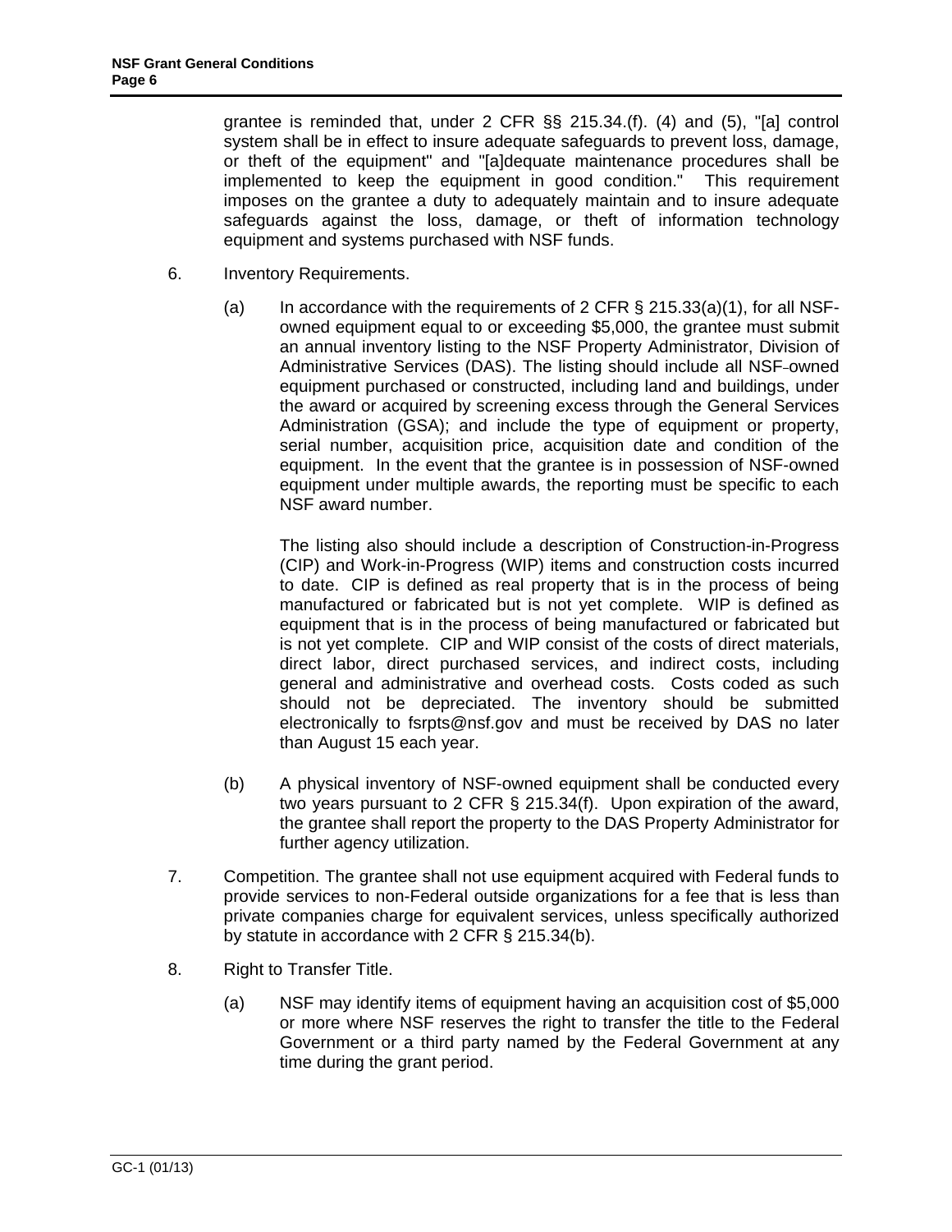grantee is reminded that, under 2 CFR §§ 215.34.(f). (4) and (5), "[a] control system shall be in effect to insure adequate safeguards to prevent loss, damage, or theft of the equipment" and "[a]dequate maintenance procedures shall be implemented to keep the equipment in good condition." This requirement imposes on the grantee a duty to adequately maintain and to insure adequate safeguards against the loss, damage, or theft of information technology equipment and systems purchased with NSF funds.

6. Inventory Requirements.

   (a) In accordance with the requirements of 2 CFR § 215.33(a)(1), for all NSF-owned equipment equal to or exceeding $5,000, the grantee must submit an annual inventory listing to the NSF Property Administrator, Division of Administrative Services (DAS). The listing should include all NSF-owned equipment purchased or constructed, including land and buildings, under the award or acquired by screening excess through the General Services Administration (GSA); and include the type of equipment or property, serial number, acquisition price, acquisition date and condition of the equipment. In the event that the grantee is in possession of NSF-owned equipment under multiple awards, the reporting must be specific to each NSF award number.

   The listing also should include a description of Construction-in-Progress (CIP) and Work-in-Progress (WIP) items and construction costs incurred to date. CIP is defined as real property that is in the process of being manufactured or fabricated but is not yet complete. WIP is defined as equipment that is in the process of being manufactured or fabricated but is not yet complete. CIP and WIP consist of the costs of direct materials, direct labor, direct purchased services, and indirect costs, including general and administrative and overhead costs. Costs coded as such should not be depreciated. The inventory should be submitted electronically to fsrpts@nsf.gov and must be received by DAS no later than August 15 each year.

   (b) A physical inventory of NSF-owned equipment shall be conducted every two years pursuant to 2 CFR § 215.34(f). Upon expiration of the award, the grantee shall report the property to the DAS Property Administrator for further agency utilization.

7. Competition. The grantee shall not use equipment acquired with Federal funds to provide services to non-Federal outside organizations for a fee that is less than private companies charge for equivalent services, unless specifically authorized by statute in accordance with 2 CFR § 215.34(b).

8. Right to Transfer Title.

   (a) NSF may identify items of equipment having an acquisition cost of $5,000 or more where NSF reserves the right to transfer the title to the Federal Government or a third party named by the Federal Government at any time during the grant period.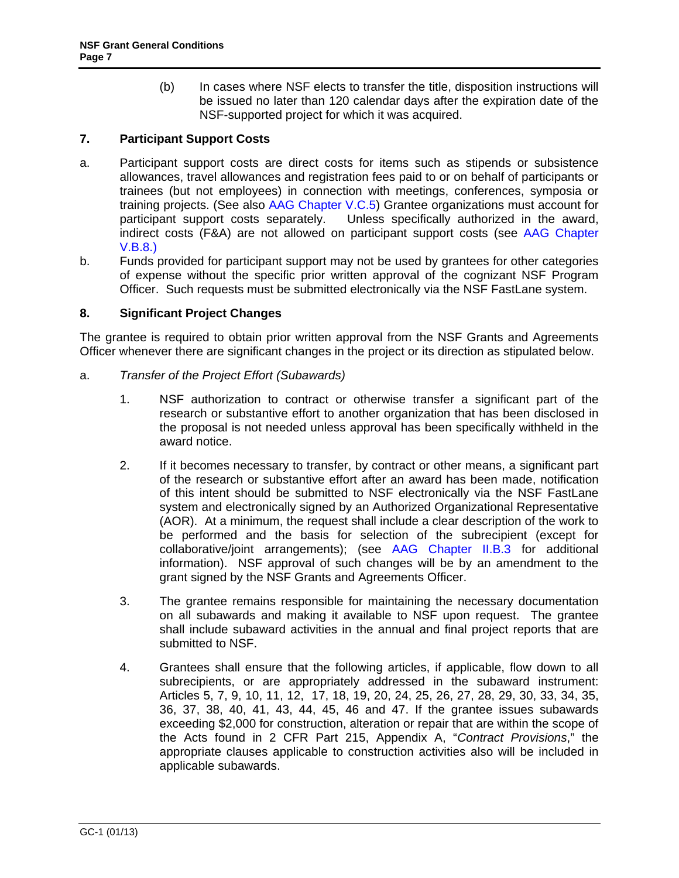(b) In cases where NSF elects to transfer the title, disposition instructions will be issued no later than 120 calendar days after the expiration date of the NSF-supported project for which it was acquired.

## 7. Participant Support Costs

a. Participant support costs are direct costs for items such as stipends or subsistence allowances, travel allowances and registration fees paid to or on behalf of participants or trainees (but not employees) in connection with meetings, conferences, symposia or training projects. (See also AAG Chapter V.C.5) Grantee organizations must account for participant support costs separately. Unless specifically authorized in the award, indirect costs (F&A) are not allowed on participant support costs (see AAG Chapter V.B.8.)

b. Funds provided for participant support may not be used by grantees for other categories of expense without the specific prior written approval of the cognizant NSF Program Officer. Such requests must be submitted electronically via the NSF FastLane system.

## 8. Significant Project Changes

The grantee is required to obtain prior written approval from the NSF Grants and Agreements Officer whenever there are significant changes in the project or its direction as stipulated below.

a. *Transfer of the Project Effort (Subawards)*

1. NSF authorization to contract or otherwise transfer a significant part of the research or substantive effort to another organization that has been disclosed in the proposal is not needed unless approval has been specifically withheld in the award notice.

2. If it becomes necessary to transfer, by contract or other means, a significant part of the research or substantive effort after an award has been made, notification of this intent should be submitted to NSF electronically via the NSF FastLane system and electronically signed by an Authorized Organizational Representative (AOR). At a minimum, the request shall include a clear description of the work to be performed and the basis for selection of the subrecipient (except for collaborative/joint arrangements); (see AAG Chapter II.B.3 for additional information). NSF approval of such changes will be by an amendment to the grant signed by the NSF Grants and Agreements Officer.

3. The grantee remains responsible for maintaining the necessary documentation on all subawards and making it available to NSF upon request. The grantee shall include subaward activities in the annual and final project reports that are submitted to NSF.

4. Grantees shall ensure that the following articles, if applicable, flow down to all subrecipients, or are appropriately addressed in the subaward instrument: Articles 5, 7, 9, 10, 11, 12, 17, 18, 19, 20, 24, 25, 26, 27, 28, 29, 30, 33, 34, 35, 36, 37, 38, 40, 41, 43, 44, 45, 46 and 47. If the grantee issues subawards exceeding $2,000 for construction, alteration or repair that are within the scope of the Acts found in 2 CFR Part 215, Appendix A, "*Contract Provisions*," the appropriate clauses applicable to construction activities also will be included in applicable subawards.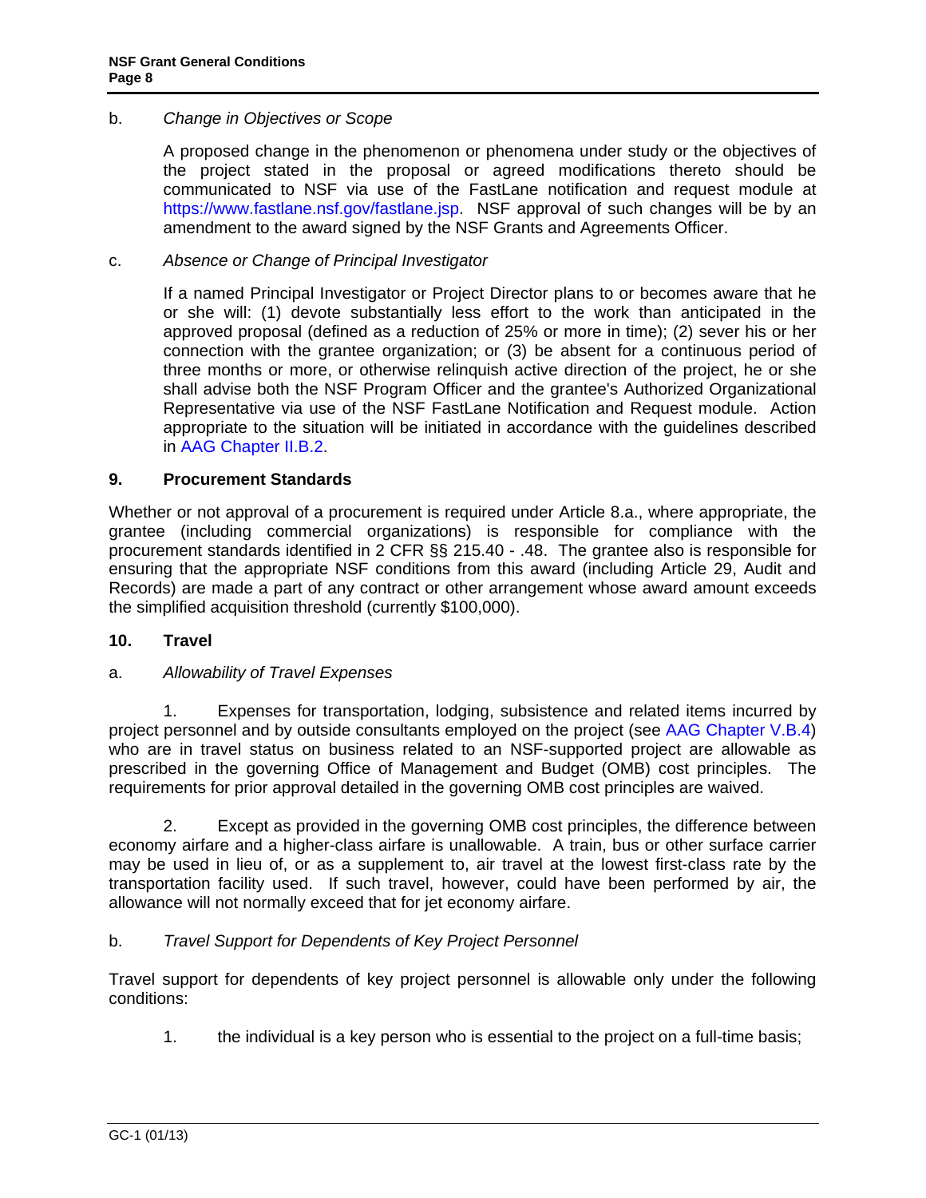b. *Change in Objectives or Scope*

A proposed change in the phenomenon or phenomena under study or the objectives of the project stated in the proposal or agreed modifications thereto should be communicated to NSF via use of the FastLane notification and request module at https://www.fastlane.nsf.gov/fastlane.jsp. NSF approval of such changes will be by an amendment to the award signed by the NSF Grants and Agreements Officer.

c. *Absence or Change of Principal Investigator*

If a named Principal Investigator or Project Director plans to or becomes aware that he or she will: (1) devote substantially less effort to the work than anticipated in the approved proposal (defined as a reduction of 25% or more in time); (2) sever his or her connection with the grantee organization; or (3) be absent for a continuous period of three months or more, or otherwise relinquish active direction of the project, he or she shall advise both the NSF Program Officer and the grantee's Authorized Organizational Representative via use of the NSF FastLane Notification and Request module. Action appropriate to the situation will be initiated in accordance with the guidelines described in AAG Chapter II.B.2.

## 9. Procurement Standards

Whether or not approval of a procurement is required under Article 8.a., where appropriate, the grantee (including commercial organizations) is responsible for compliance with the procurement standards identified in 2 CFR §§ 215.40 - .48. The grantee also is responsible for ensuring that the appropriate NSF conditions from this award (including Article 29, Audit and Records) are made a part of any contract or other arrangement whose award amount exceeds the simplified acquisition threshold (currently $100,000).

## 10. Travel

a. *Allowability of Travel Expenses*

1. Expenses for transportation, lodging, subsistence and related items incurred by project personnel and by outside consultants employed on the project (see AAG Chapter V.B.4) who are in travel status on business related to an NSF-supported project are allowable as prescribed in the governing Office of Management and Budget (OMB) cost principles. The requirements for prior approval detailed in the governing OMB cost principles are waived.

2. Except as provided in the governing OMB cost principles, the difference between economy airfare and a higher-class airfare is unallowable. A train, bus or other surface carrier may be used in lieu of, or as a supplement to, air travel at the lowest first-class rate by the transportation facility used. If such travel, however, could have been performed by air, the allowance will not normally exceed that for jet economy airfare.

b. *Travel Support for Dependents of Key Project Personnel*

Travel support for dependents of key project personnel is allowable only under the following conditions:

1. the individual is a key person who is essential to the project on a full-time basis;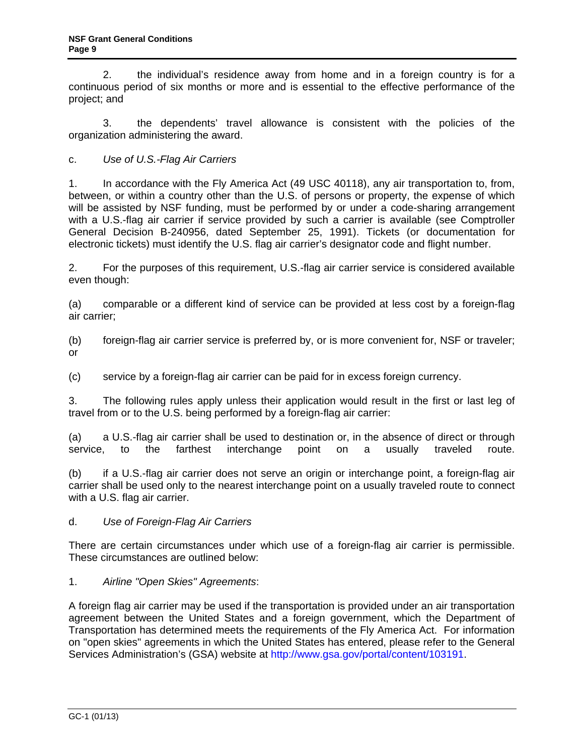2. the individual's residence away from home and in a foreign country is for a continuous period of six months or more and is essential to the effective performance of the project; and

3. the dependents' travel allowance is consistent with the policies of the organization administering the award.

c. *Use of U.S.-Flag Air Carriers*

1. In accordance with the Fly America Act (49 USC 40118), any air transportation to, from, between, or within a country other than the U.S. of persons or property, the expense of which will be assisted by NSF funding, must be performed by or under a code-sharing arrangement with a U.S.-flag air carrier if service provided by such a carrier is available (see Comptroller General Decision B-240956, dated September 25, 1991). Tickets (or documentation for electronic tickets) must identify the U.S. flag air carrier's designator code and flight number.

2. For the purposes of this requirement, U.S.-flag air carrier service is considered available even though:

(a) comparable or a different kind of service can be provided at less cost by a foreign-flag air carrier;

(b) foreign-flag air carrier service is preferred by, or is more convenient for, NSF or traveler; or

(c) service by a foreign-flag air carrier can be paid for in excess foreign currency.

3. The following rules apply unless their application would result in the first or last leg of travel from or to the U.S. being performed by a foreign-flag air carrier:

(a) a U.S.-flag air carrier shall be used to destination or, in the absence of direct or through service, to the farthest interchange point on a usually traveled route.

(b) if a U.S.-flag air carrier does not serve an origin or interchange point, a foreign-flag air carrier shall be used only to the nearest interchange point on a usually traveled route to connect with a U.S. flag air carrier.

d. *Use of Foreign-Flag Air Carriers*

There are certain circumstances under which use of a foreign-flag air carrier is permissible. These circumstances are outlined below:

1. *Airline "Open Skies" Agreements*:

A foreign flag air carrier may be used if the transportation is provided under an air transportation agreement between the United States and a foreign government, which the Department of Transportation has determined meets the requirements of the Fly America Act. For information on "open skies" agreements in which the United States has entered, please refer to the General Services Administration's (GSA) website at http://www.gsa.gov/portal/content/103191.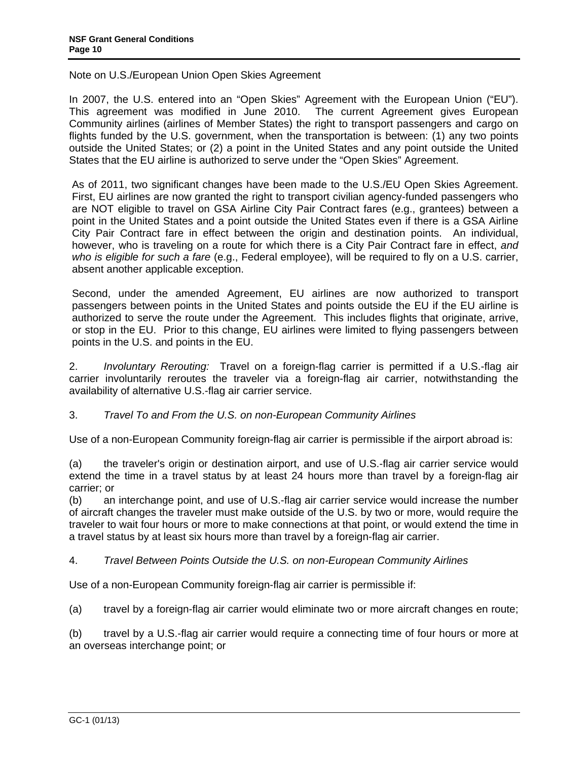Note on U.S./European Union Open Skies Agreement

In 2007, the U.S. entered into an "Open Skies" Agreement with the European Union ("EU"). This agreement was modified in June 2010. The current Agreement gives European Community airlines (airlines of Member States) the right to transport passengers and cargo on flights funded by the U.S. government, when the transportation is between: (1) any two points outside the United States; or (2) a point in the United States and any point outside the United States that the EU airline is authorized to serve under the "Open Skies" Agreement.

As of 2011, two significant changes have been made to the U.S./EU Open Skies Agreement. First, EU airlines are now granted the right to transport civilian agency-funded passengers who are NOT eligible to travel on GSA Airline City Pair Contract fares (e.g., grantees) between a point in the United States and a point outside the United States even if there is a GSA Airline City Pair Contract fare in effect between the origin and destination points. An individual, however, who is traveling on a route for which there is a City Pair Contract fare in effect, *and who is eligible for such a fare* (e.g., Federal employee), will be required to fly on a U.S. carrier, absent another applicable exception.

Second, under the amended Agreement, EU airlines are now authorized to transport passengers between points in the United States and points outside the EU if the EU airline is authorized to serve the route under the Agreement. This includes flights that originate, arrive, or stop in the EU. Prior to this change, EU airlines were limited to flying passengers between points in the U.S. and points in the EU.

2. *Involuntary Rerouting:* Travel on a foreign-flag carrier is permitted if a U.S.-flag air carrier involuntarily reroutes the traveler via a foreign-flag air carrier, notwithstanding the availability of alternative U.S.-flag air carrier service.

3. *Travel To and From the U.S. on non-European Community Airlines*

Use of a non-European Community foreign-flag air carrier is permissible if the airport abroad is:

(a) the traveler's origin or destination airport, and use of U.S.-flag air carrier service would extend the time in a travel status by at least 24 hours more than travel by a foreign-flag air carrier; or

(b) an interchange point, and use of U.S.-flag air carrier service would increase the number of aircraft changes the traveler must make outside of the U.S. by two or more, would require the traveler to wait four hours or more to make connections at that point, or would extend the time in a travel status by at least six hours more than travel by a foreign-flag air carrier.

4. *Travel Between Points Outside the U.S. on non-European Community Airlines*

Use of a non-European Community foreign-flag air carrier is permissible if:

(a) travel by a foreign-flag air carrier would eliminate two or more aircraft changes en route;

(b) travel by a U.S.-flag air carrier would require a connecting time of four hours or more at an overseas interchange point; or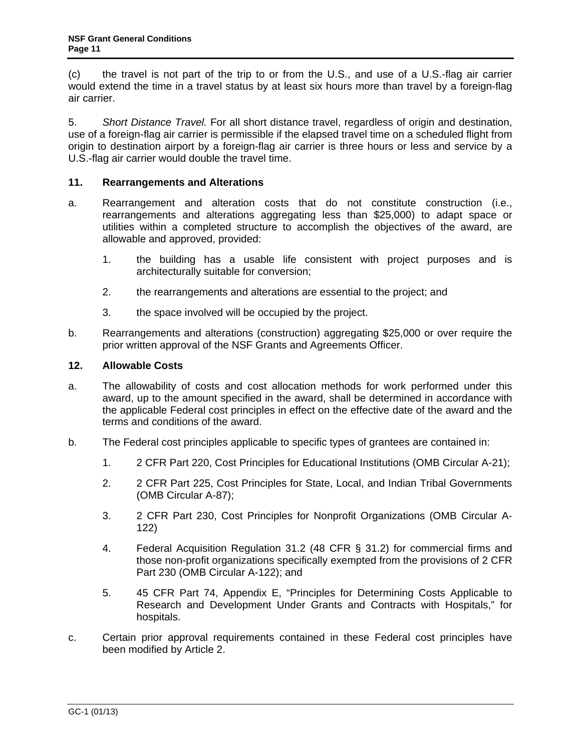(c) the travel is not part of the trip to or from the U.S., and use of a U.S.-flag air carrier would extend the time in a travel status by at least six hours more than travel by a foreign-flag air carrier.

5. *Short Distance Travel.* For all short distance travel, regardless of origin and destination, use of a foreign-flag air carrier is permissible if the elapsed travel time on a scheduled flight from origin to destination airport by a foreign-flag air carrier is three hours or less and service by a U.S.-flag air carrier would double the travel time.

**11. Rearrangements and Alterations**

a. Rearrangement and alteration costs that do not constitute construction (i.e., rearrangements and alterations aggregating less than $25,000) to adapt space or utilities within a completed structure to accomplish the objectives of the award, are allowable and approved, provided:

   1. the building has a usable life consistent with project purposes and is architecturally suitable for conversion;

   2. the rearrangements and alterations are essential to the project; and

   3. the space involved will be occupied by the project.

b. Rearrangements and alterations (construction) aggregating $25,000 or over require the prior written approval of the NSF Grants and Agreements Officer.

**12. Allowable Costs**

a. The allowability of costs and cost allocation methods for work performed under this award, up to the amount specified in the award, shall be determined in accordance with the applicable Federal cost principles in effect on the effective date of the award and the terms and conditions of the award.

b. The Federal cost principles applicable to specific types of grantees are contained in:

   1. 2 CFR Part 220, Cost Principles for Educational Institutions (OMB Circular A-21);

   2. 2 CFR Part 225, Cost Principles for State, Local, and Indian Tribal Governments (OMB Circular A-87);

   3. 2 CFR Part 230, Cost Principles for Nonprofit Organizations (OMB Circular A-122)

   4. Federal Acquisition Regulation 31.2 (48 CFR § 31.2) for commercial firms and those non-profit organizations specifically exempted from the provisions of 2 CFR Part 230 (OMB Circular A-122); and

   5. 45 CFR Part 74, Appendix E, "Principles for Determining Costs Applicable to Research and Development Under Grants and Contracts with Hospitals," for hospitals.

c. Certain prior approval requirements contained in these Federal cost principles have been modified by Article 2.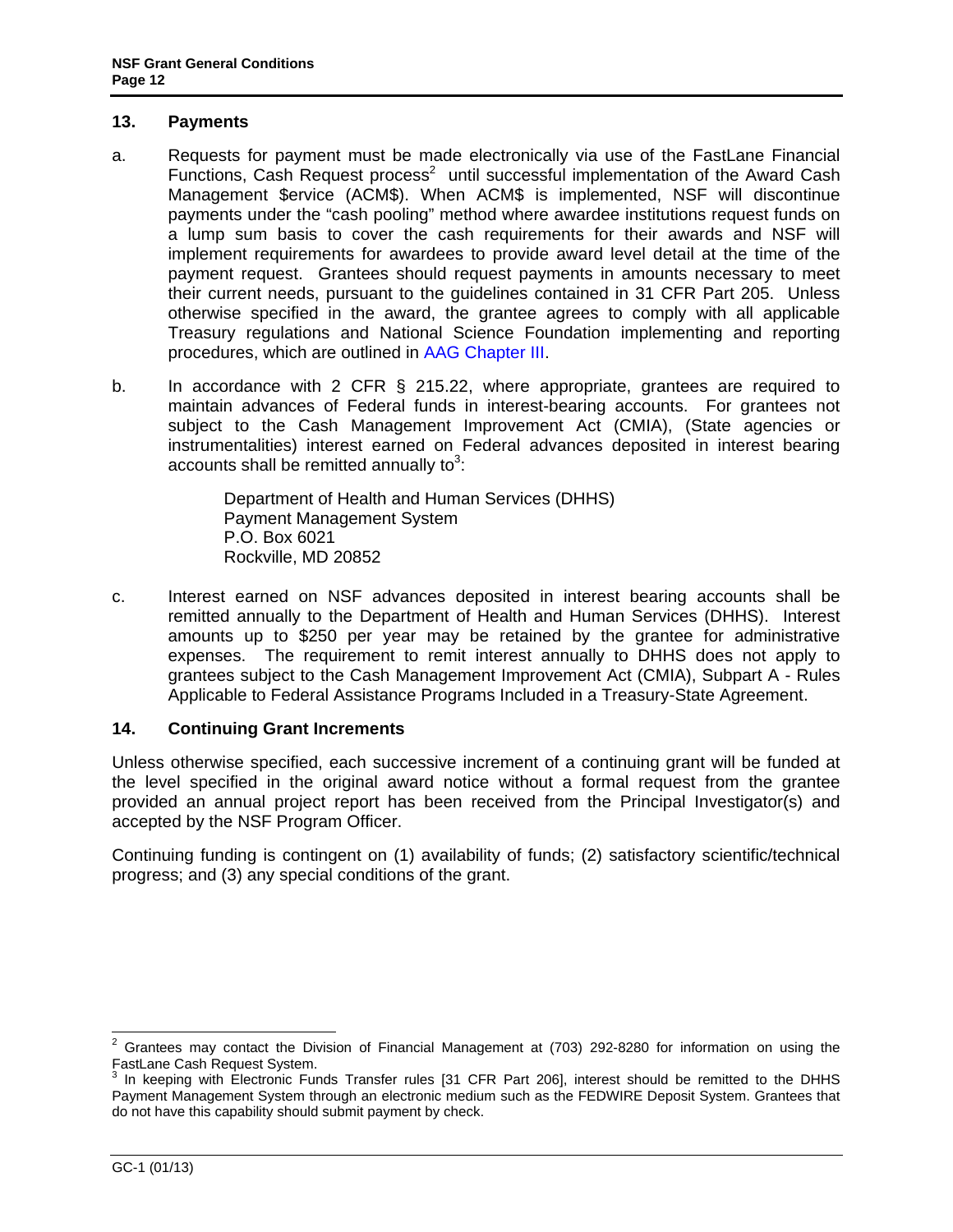## 13. Payments

a. Requests for payment must be made electronically via use of the FastLane Financial Functions, Cash Request process[2] until successful implementation of the Award Cash Management $ervice (ACM$). When ACM$ is implemented, NSF will discontinue payments under the "cash pooling" method where awardee institutions request funds on a lump sum basis to cover the cash requirements for their awards and NSF will implement requirements for awardees to provide award level detail at the time of the payment request. Grantees should request payments in amounts necessary to meet their current needs, pursuant to the guidelines contained in 31 CFR Part 205. Unless otherwise specified in the award, the grantee agrees to comply with all applicable Treasury regulations and National Science Foundation implementing and reporting procedures, which are outlined in AAG Chapter III.

b. In accordance with 2 CFR § 215.22, where appropriate, grantees are required to maintain advances of Federal funds in interest-bearing accounts. For grantees not subject to the Cash Management Improvement Act (CMIA), (State agencies or instrumentalities) interest earned on Federal advances deposited in interest bearing accounts shall be remitted annually to[3]:

   Department of Health and Human Services (DHHS)
   Payment Management System
   P.O. Box 6021
   Rockville, MD 20852

c. Interest earned on NSF advances deposited in interest bearing accounts shall be remitted annually to the Department of Health and Human Services (DHHS). Interest amounts up to $250 per year may be retained by the grantee for administrative expenses. The requirement to remit interest annually to DHHS does not apply to grantees subject to the Cash Management Improvement Act (CMIA), Subpart A - Rules Applicable to Federal Assistance Programs Included in a Treasury-State Agreement.

## 14. Continuing Grant Increments

Unless otherwise specified, each successive increment of a continuing grant will be funded at the level specified in the original award notice without a formal request from the grantee provided an annual project report has been received from the Principal Investigator(s) and accepted by the NSF Program Officer.

Continuing funding is contingent on (1) availability of funds; (2) satisfactory scientific/technical progress; and (3) any special conditions of the grant.

---

[2] Grantees may contact the Division of Financial Management at (703) 292-8280 for information on using the FastLane Cash Request System.

[3] In keeping with Electronic Funds Transfer rules [31 CFR Part 206], interest should be remitted to the DHHS Payment Management System through an electronic medium such as the FEDWIRE Deposit System. Grantees that do not have this capability should submit payment by check.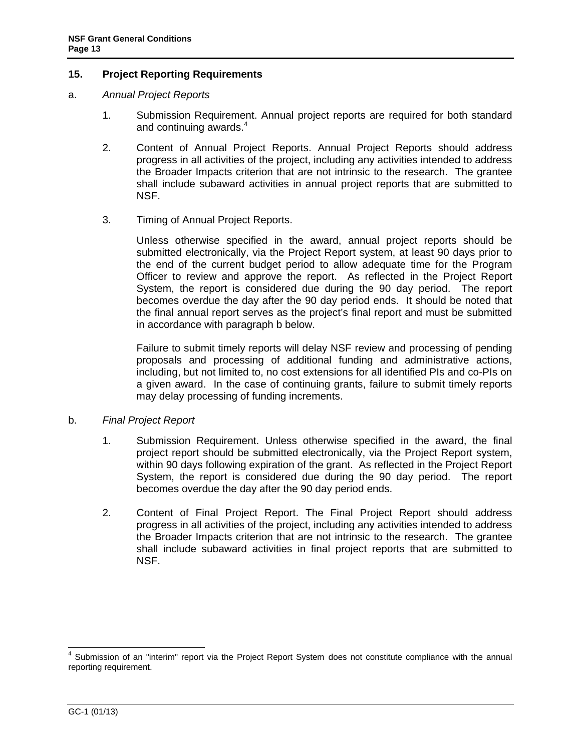## 15. Project Reporting Requirements

a. *Annual Project Reports*

1. Submission Requirement. Annual project reports are required for both standard and continuing awards.[4]

2. Content of Annual Project Reports. Annual Project Reports should address progress in all activities of the project, including any activities intended to address the Broader Impacts criterion that are not intrinsic to the research. The grantee shall include subaward activities in annual project reports that are submitted to NSF.

3. Timing of Annual Project Reports.

   Unless otherwise specified in the award, annual project reports should be submitted electronically, via the Project Report system, at least 90 days prior to the end of the current budget period to allow adequate time for the Program Officer to review and approve the report. As reflected in the Project Report System, the report is considered due during the 90 day period. The report becomes overdue the day after the 90 day period ends. It should be noted that the final annual report serves as the project's final report and must be submitted in accordance with paragraph b below.

   Failure to submit timely reports will delay NSF review and processing of pending proposals and processing of additional funding and administrative actions, including, but not limited to, no cost extensions for all identified PIs and co-PIs on a given award. In the case of continuing grants, failure to submit timely reports may delay processing of funding increments.

b. *Final Project Report*

1. Submission Requirement. Unless otherwise specified in the award, the final project report should be submitted electronically, via the Project Report system, within 90 days following expiration of the grant. As reflected in the Project Report System, the report is considered due during the 90 day period. The report becomes overdue the day after the 90 day period ends.

2. Content of Final Project Report. The Final Project Report should address progress in all activities of the project, including any activities intended to address the Broader Impacts criterion that are not intrinsic to the research. The grantee shall include subaward activities in final project reports that are submitted to NSF.

---

[4] Submission of an "interim" report via the Project Report System does not constitute compliance with the annual reporting requirement.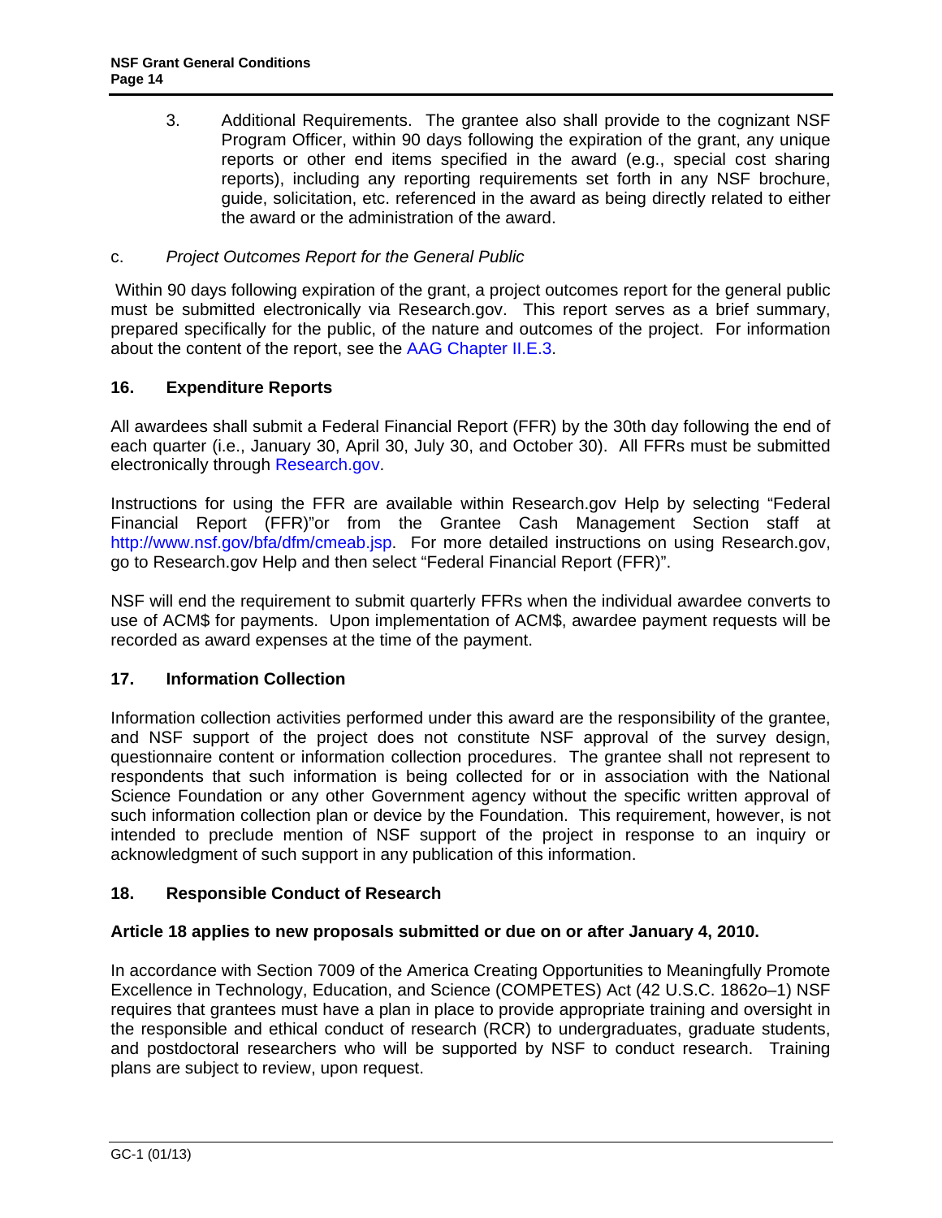3. Additional Requirements. The grantee also shall provide to the cognizant NSF Program Officer, within 90 days following the expiration of the grant, any unique reports or other end items specified in the award (e.g., special cost sharing reports), including any reporting requirements set forth in any NSF brochure, guide, solicitation, etc. referenced in the award as being directly related to either the award or the administration of the award.

c. *Project Outcomes Report for the General Public*

Within 90 days following expiration of the grant, a project outcomes report for the general public must be submitted electronically via Research.gov. This report serves as a brief summary, prepared specifically for the public, of the nature and outcomes of the project. For information about the content of the report, see the AAG Chapter II.E.3.

## 16. Expenditure Reports

All awardees shall submit a Federal Financial Report (FFR) by the 30th day following the end of each quarter (i.e., January 30, April 30, July 30, and October 30). All FFRs must be submitted electronically through Research.gov.

Instructions for using the FFR are available within Research.gov Help by selecting "Federal Financial Report (FFR)"or from the Grantee Cash Management Section staff at http://www.nsf.gov/bfa/dfm/cmeab.jsp. For more detailed instructions on using Research.gov, go to Research.gov Help and then select "Federal Financial Report (FFR)".

NSF will end the requirement to submit quarterly FFRs when the individual awardee converts to use of ACM$ for payments. Upon implementation of ACM$, awardee payment requests will be recorded as award expenses at the time of the payment.

## 17. Information Collection

Information collection activities performed under this award are the responsibility of the grantee, and NSF support of the project does not constitute NSF approval of the survey design, questionnaire content or information collection procedures. The grantee shall not represent to respondents that such information is being collected for or in association with the National Science Foundation or any other Government agency without the specific written approval of such information collection plan or device by the Foundation. This requirement, however, is not intended to preclude mention of NSF support of the project in response to an inquiry or acknowledgment of such support in any publication of this information.

## 18. Responsible Conduct of Research

**Article 18 applies to new proposals submitted or due on or after January 4, 2010.**

In accordance with Section 7009 of the America Creating Opportunities to Meaningfully Promote Excellence in Technology, Education, and Science (COMPETES) Act (42 U.S.C. 1862o–1) NSF requires that grantees must have a plan in place to provide appropriate training and oversight in the responsible and ethical conduct of research (RCR) to undergraduates, graduate students, and postdoctoral researchers who will be supported by NSF to conduct research. Training plans are subject to review, upon request.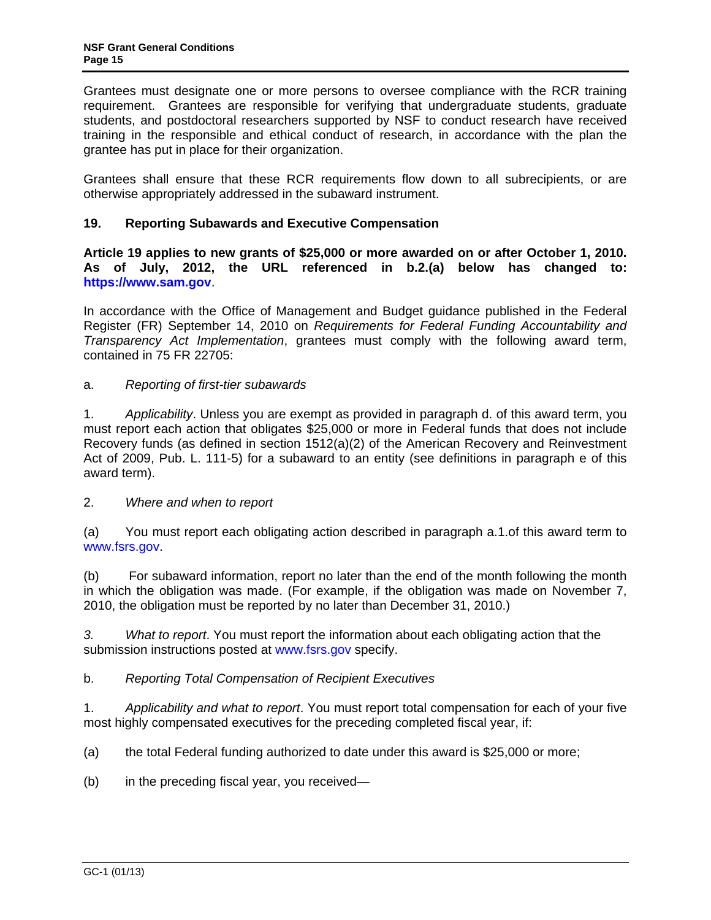Grantees must designate one or more persons to oversee compliance with the RCR training requirement. Grantees are responsible for verifying that undergraduate students, graduate students, and postdoctoral researchers supported by NSF to conduct research have received training in the responsible and ethical conduct of research, in accordance with the plan the grantee has put in place for their organization.

Grantees shall ensure that these RCR requirements flow down to all subrecipients, or are otherwise appropriately addressed in the subaward instrument.

## 19. Reporting Subawards and Executive Compensation

**Article 19 applies to new grants of $25,000 or more awarded on or after October 1, 2010. As of July, 2012, the URL referenced in b.2.(a) below has changed to: https://www.sam.gov.**

In accordance with the Office of Management and Budget guidance published in the Federal Register (FR) September 14, 2010 on *Requirements for Federal Funding Accountability and Transparency Act Implementation*, grantees must comply with the following award term, contained in 75 FR 22705:

a. *Reporting of first-tier subawards*

1. *Applicability*. Unless you are exempt as provided in paragraph d. of this award term, you must report each action that obligates $25,000 or more in Federal funds that does not include Recovery funds (as defined in section 1512(a)(2) of the American Recovery and Reinvestment Act of 2009, Pub. L. 111-5) for a subaward to an entity (see definitions in paragraph e of this award term).

2. *Where and when to report*

(a) You must report each obligating action described in paragraph a.1.of this award term to www.fsrs.gov.

(b) For subaward information, report no later than the end of the month following the month in which the obligation was made. (For example, if the obligation was made on November 7, 2010, the obligation must be reported by no later than December 31, 2010.)

*3. What to report*. You must report the information about each obligating action that the submission instructions posted at www.fsrs.gov specify.

b. *Reporting Total Compensation of Recipient Executives*

1. *Applicability and what to report*. You must report total compensation for each of your five most highly compensated executives for the preceding completed fiscal year, if:

(a) the total Federal funding authorized to date under this award is $25,000 or more;

(b) in the preceding fiscal year, you received—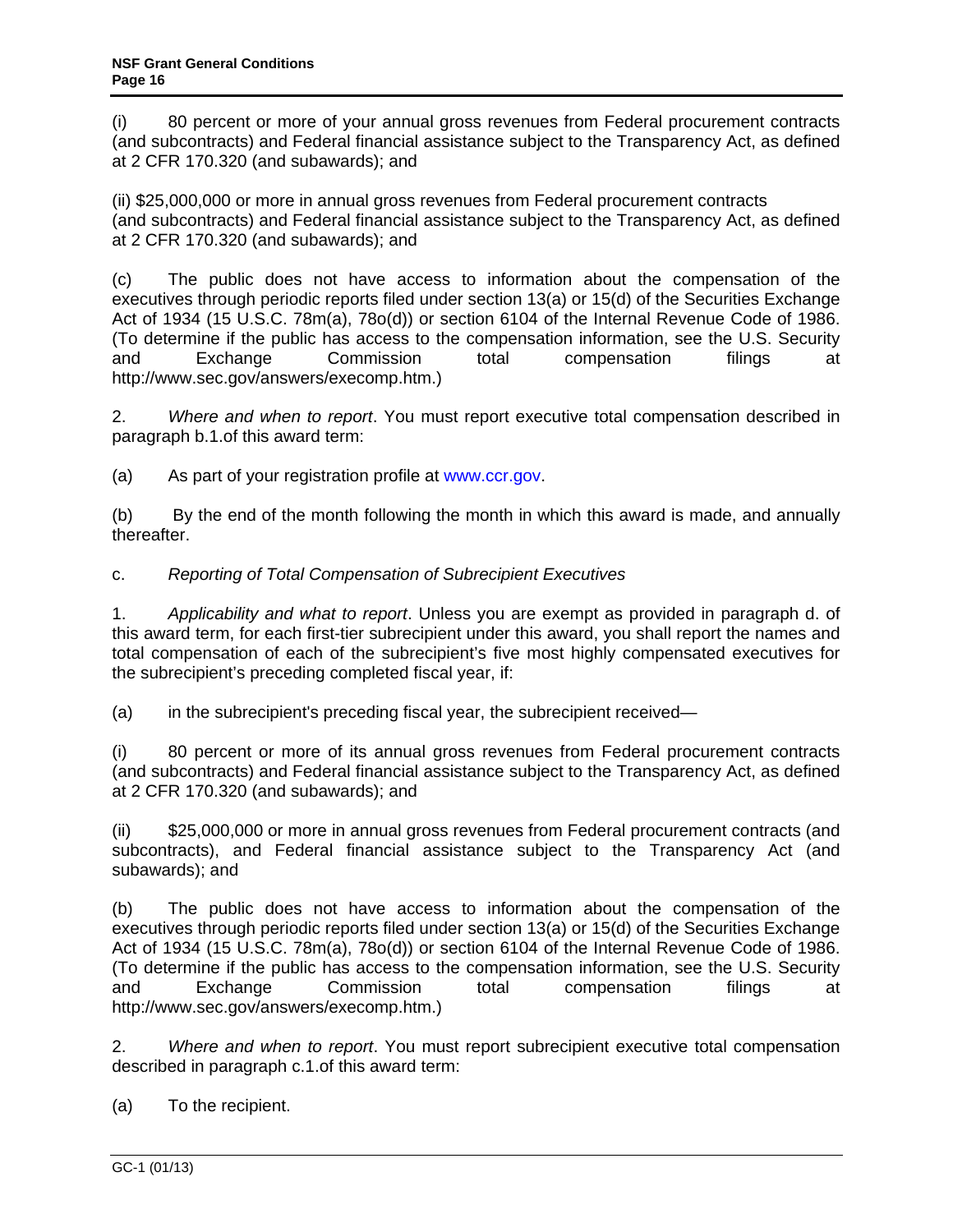(i) 80 percent or more of your annual gross revenues from Federal procurement contracts (and subcontracts) and Federal financial assistance subject to the Transparency Act, as defined at 2 CFR 170.320 (and subawards); and

(ii) $25,000,000 or more in annual gross revenues from Federal procurement contracts (and subcontracts) and Federal financial assistance subject to the Transparency Act, as defined at 2 CFR 170.320 (and subawards); and

(c) The public does not have access to information about the compensation of the executives through periodic reports filed under section 13(a) or 15(d) of the Securities Exchange Act of 1934 (15 U.S.C. 78m(a), 78o(d)) or section 6104 of the Internal Revenue Code of 1986. (To determine if the public has access to the compensation information, see the U.S. Security and Exchange Commission total compensation filings at http://www.sec.gov/answers/execomp.htm.)

2. *Where and when to report*. You must report executive total compensation described in paragraph b.1.of this award term:

(a) As part of your registration profile at www.ccr.gov.

(b) By the end of the month following the month in which this award is made, and annually thereafter.

c. *Reporting of Total Compensation of Subrecipient Executives*

1. *Applicability and what to report*. Unless you are exempt as provided in paragraph d. of this award term, for each first-tier subrecipient under this award, you shall report the names and total compensation of each of the subrecipient's five most highly compensated executives for the subrecipient's preceding completed fiscal year, if:

(a) in the subrecipient's preceding fiscal year, the subrecipient received—

(i) 80 percent or more of its annual gross revenues from Federal procurement contracts (and subcontracts) and Federal financial assistance subject to the Transparency Act, as defined at 2 CFR 170.320 (and subawards); and

(ii) $25,000,000 or more in annual gross revenues from Federal procurement contracts (and subcontracts), and Federal financial assistance subject to the Transparency Act (and subawards); and

(b) The public does not have access to information about the compensation of the executives through periodic reports filed under section 13(a) or 15(d) of the Securities Exchange Act of 1934 (15 U.S.C. 78m(a), 78o(d)) or section 6104 of the Internal Revenue Code of 1986. (To determine if the public has access to the compensation information, see the U.S. Security and Exchange Commission total compensation filings at http://www.sec.gov/answers/execomp.htm.)

2. *Where and when to report*. You must report subrecipient executive total compensation described in paragraph c.1.of this award term:

(a) To the recipient.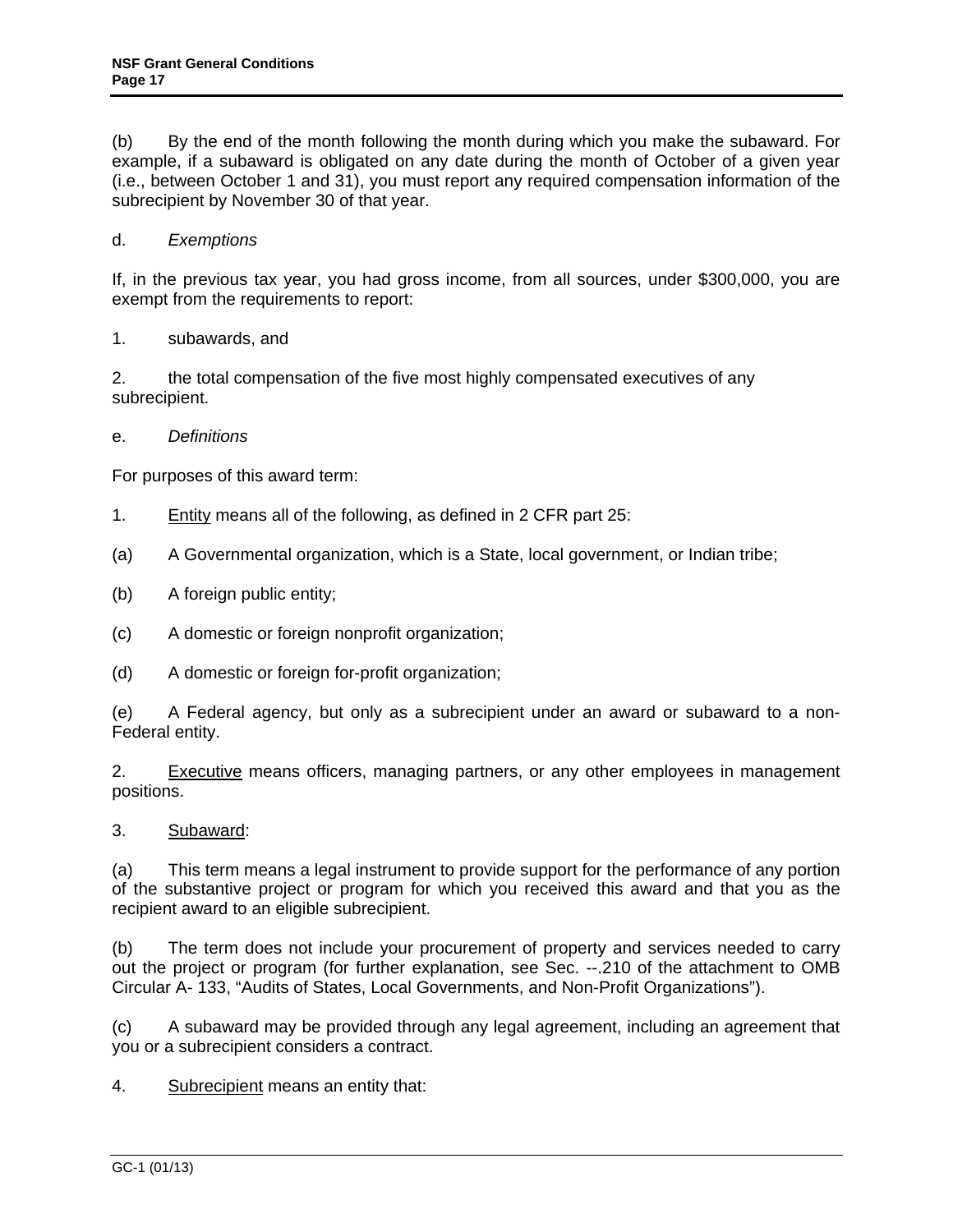(b) By the end of the month following the month during which you make the subaward. For example, if a subaward is obligated on any date during the month of October of a given year (i.e., between October 1 and 31), you must report any required compensation information of the subrecipient by November 30 of that year.

d. *Exemptions*

If, in the previous tax year, you had gross income, from all sources, under $300,000, you are exempt from the requirements to report:

1. subawards, and

2. the total compensation of the five most highly compensated executives of any subrecipient.

e. *Definitions*

For purposes of this award term:

1. Entity means all of the following, as defined in 2 CFR part 25:

(a) A Governmental organization, which is a State, local government, or Indian tribe;

(b) A foreign public entity;

(c) A domestic or foreign nonprofit organization;

(d) A domestic or foreign for-profit organization;

(e) A Federal agency, but only as a subrecipient under an award or subaward to a non-Federal entity.

2. Executive means officers, managing partners, or any other employees in management positions.

3. Subaward:

(a) This term means a legal instrument to provide support for the performance of any portion of the substantive project or program for which you received this award and that you as the recipient award to an eligible subrecipient.

(b) The term does not include your procurement of property and services needed to carry out the project or program (for further explanation, see Sec. --.210 of the attachment to OMB Circular A- 133, "Audits of States, Local Governments, and Non-Profit Organizations").

(c) A subaward may be provided through any legal agreement, including an agreement that you or a subrecipient considers a contract.

4. Subrecipient means an entity that: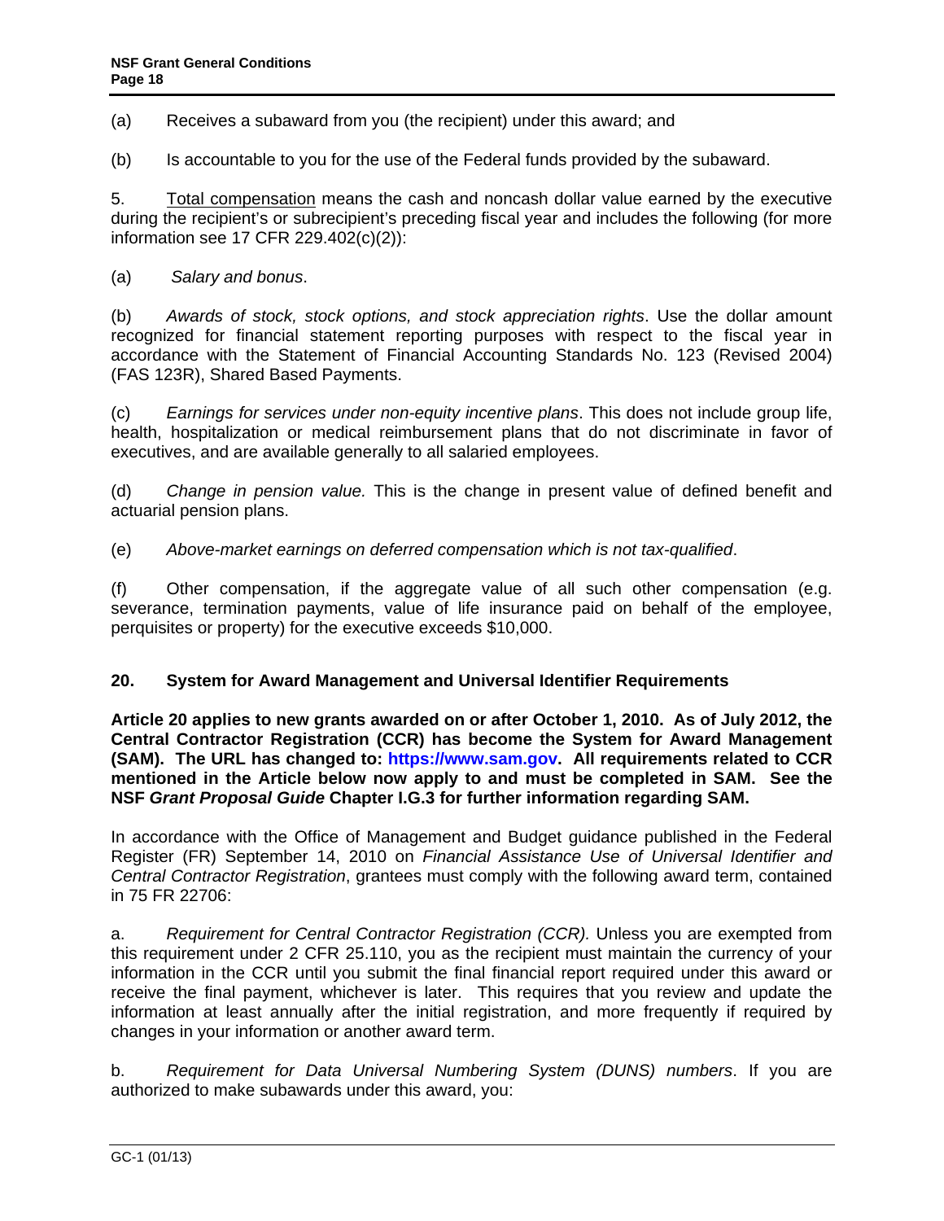(a) Receives a subaward from you (the recipient) under this award; and

(b) Is accountable to you for the use of the Federal funds provided by the subaward.

5. Total compensation means the cash and noncash dollar value earned by the executive during the recipient's or subrecipient's preceding fiscal year and includes the following (for more information see 17 CFR 229.402(c)(2)):

(a) *Salary and bonus*.

(b) *Awards of stock, stock options, and stock appreciation rights*. Use the dollar amount recognized for financial statement reporting purposes with respect to the fiscal year in accordance with the Statement of Financial Accounting Standards No. 123 (Revised 2004) (FAS 123R), Shared Based Payments.

(c) *Earnings for services under non-equity incentive plans*. This does not include group life, health, hospitalization or medical reimbursement plans that do not discriminate in favor of executives, and are available generally to all salaried employees.

(d) *Change in pension value.* This is the change in present value of defined benefit and actuarial pension plans.

(e) *Above-market earnings on deferred compensation which is not tax-qualified*.

(f) Other compensation, if the aggregate value of all such other compensation (e.g. severance, termination payments, value of life insurance paid on behalf of the employee, perquisites or property) for the executive exceeds $10,000.

## 20. System for Award Management and Universal Identifier Requirements

**Article 20 applies to new grants awarded on or after October 1, 2010. As of July 2012, the Central Contractor Registration (CCR) has become the System for Award Management (SAM). The URL has changed to: https://www.sam.gov. All requirements related to CCR mentioned in the Article below now apply to and must be completed in SAM. See the NSF *Grant Proposal Guide* Chapter I.G.3 for further information regarding SAM.**

In accordance with the Office of Management and Budget guidance published in the Federal Register (FR) September 14, 2010 on *Financial Assistance Use of Universal Identifier and Central Contractor Registration*, grantees must comply with the following award term, contained in 75 FR 22706:

a. *Requirement for Central Contractor Registration (CCR).* Unless you are exempted from this requirement under 2 CFR 25.110, you as the recipient must maintain the currency of your information in the CCR until you submit the final financial report required under this award or receive the final payment, whichever is later. This requires that you review and update the information at least annually after the initial registration, and more frequently if required by changes in your information or another award term.

b. *Requirement for Data Universal Numbering System (DUNS) numbers*. If you are authorized to make subawards under this award, you: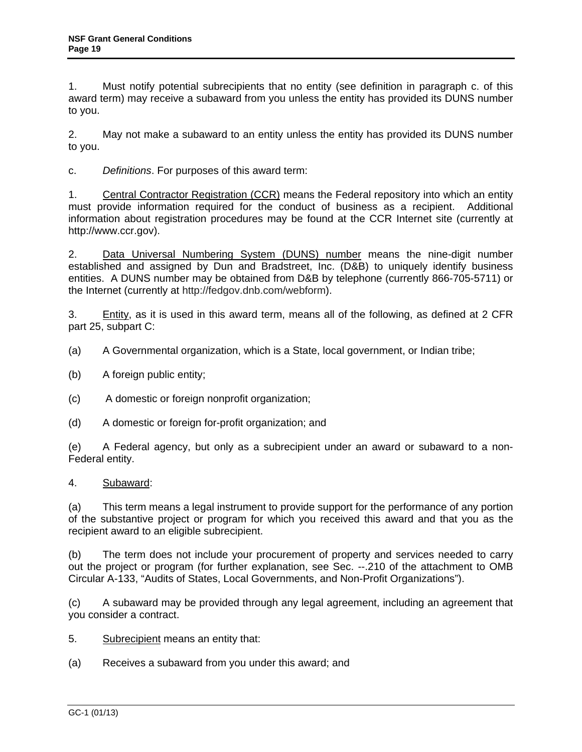1. Must notify potential subrecipients that no entity (see definition in paragraph c. of this award term) may receive a subaward from you unless the entity has provided its DUNS number to you.

2. May not make a subaward to an entity unless the entity has provided its DUNS number to you.

c. *Definitions*. For purposes of this award term:

1. Central Contractor Registration (CCR) means the Federal repository into which an entity must provide information required for the conduct of business as a recipient. Additional information about registration procedures may be found at the CCR Internet site (currently at http://www.ccr.gov).

2. Data Universal Numbering System (DUNS) number means the nine-digit number established and assigned by Dun and Bradstreet, Inc. (D&B) to uniquely identify business entities. A DUNS number may be obtained from D&B by telephone (currently 866-705-5711) or the Internet (currently at http://fedgov.dnb.com/webform).

3. Entity, as it is used in this award term, means all of the following, as defined at 2 CFR part 25, subpart C:

(a) A Governmental organization, which is a State, local government, or Indian tribe;

(b) A foreign public entity;

(c) A domestic or foreign nonprofit organization;

(d) A domestic or foreign for-profit organization; and

(e) A Federal agency, but only as a subrecipient under an award or subaward to a non-Federal entity.

4. Subaward:

(a) This term means a legal instrument to provide support for the performance of any portion of the substantive project or program for which you received this award and that you as the recipient award to an eligible subrecipient.

(b) The term does not include your procurement of property and services needed to carry out the project or program (for further explanation, see Sec. --.210 of the attachment to OMB Circular A-133, "Audits of States, Local Governments, and Non-Profit Organizations").

(c) A subaward may be provided through any legal agreement, including an agreement that you consider a contract.

5. Subrecipient means an entity that:

(a) Receives a subaward from you under this award; and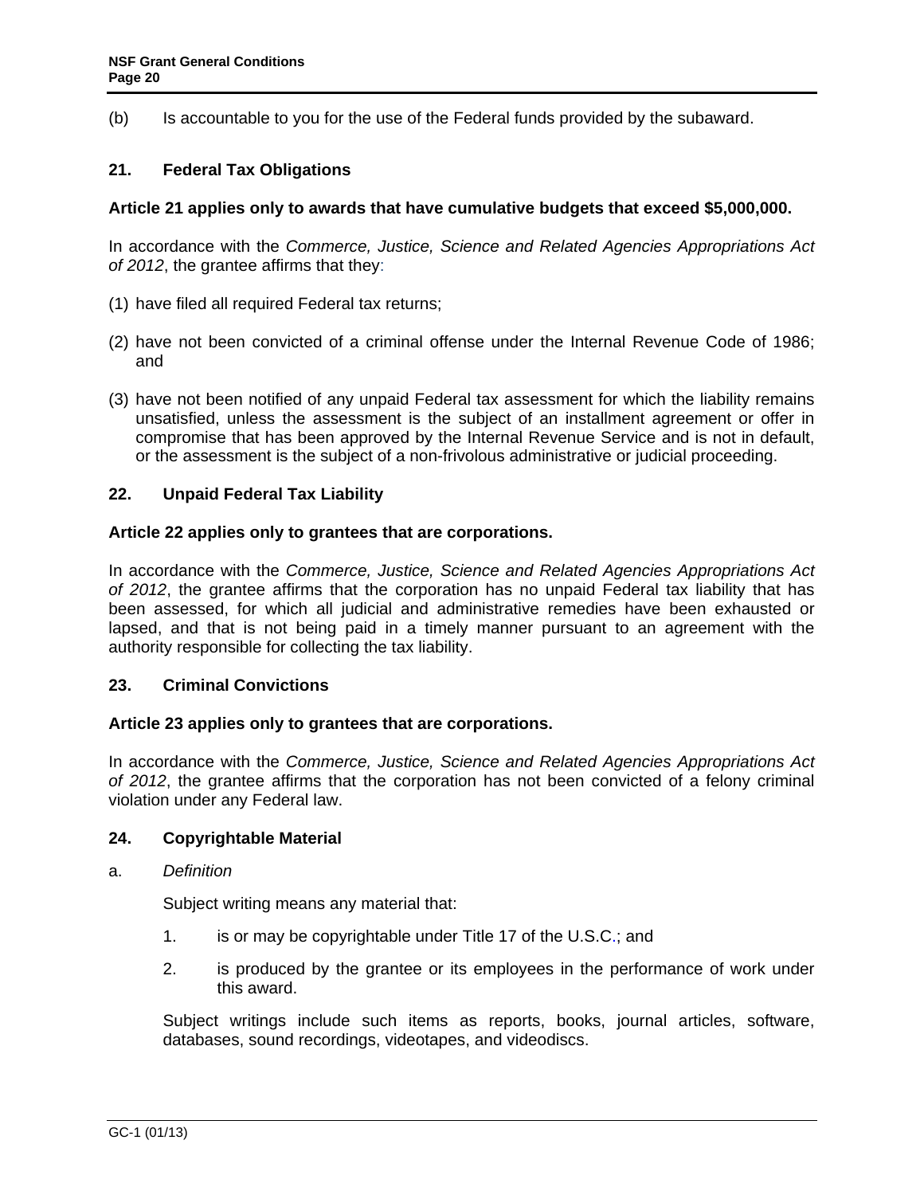(b) Is accountable to you for the use of the Federal funds provided by the subaward.

## 21. Federal Tax Obligations

**Article 21 applies only to awards that have cumulative budgets that exceed $5,000,000.**

In accordance with the *Commerce, Justice, Science and Related Agencies Appropriations Act of 2012*, the grantee affirms that they:

(1) have filed all required Federal tax returns;

(2) have not been convicted of a criminal offense under the Internal Revenue Code of 1986; and

(3) have not been notified of any unpaid Federal tax assessment for which the liability remains unsatisfied, unless the assessment is the subject of an installment agreement or offer in compromise that has been approved by the Internal Revenue Service and is not in default, or the assessment is the subject of a non-frivolous administrative or judicial proceeding.

## 22. Unpaid Federal Tax Liability

**Article 22 applies only to grantees that are corporations.**

In accordance with the *Commerce, Justice, Science and Related Agencies Appropriations Act of 2012*, the grantee affirms that the corporation has no unpaid Federal tax liability that has been assessed, for which all judicial and administrative remedies have been exhausted or lapsed, and that is not being paid in a timely manner pursuant to an agreement with the authority responsible for collecting the tax liability.

## 23. Criminal Convictions

**Article 23 applies only to grantees that are corporations.**

In accordance with the *Commerce, Justice, Science and Related Agencies Appropriations Act of 2012*, the grantee affirms that the corporation has not been convicted of a felony criminal violation under any Federal law.

## 24. Copyrightable Material

a. *Definition*

Subject writing means any material that:

1. is or may be copyrightable under Title 17 of the U.S.C.; and

2. is produced by the grantee or its employees in the performance of work under this award.

Subject writings include such items as reports, books, journal articles, software, databases, sound recordings, videotapes, and videodiscs.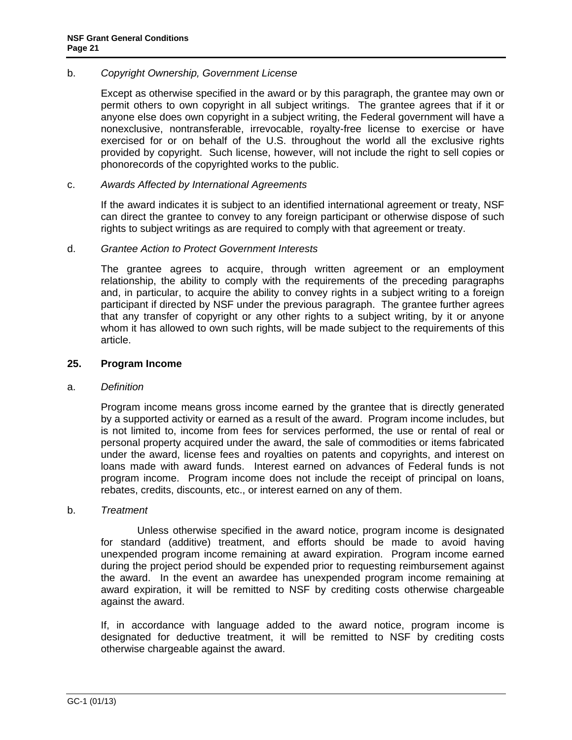b. *Copyright Ownership, Government License*

Except as otherwise specified in the award or by this paragraph, the grantee may own or permit others to own copyright in all subject writings. The grantee agrees that if it or anyone else does own copyright in a subject writing, the Federal government will have a nonexclusive, nontransferable, irrevocable, royalty-free license to exercise or have exercised for or on behalf of the U.S. throughout the world all the exclusive rights provided by copyright. Such license, however, will not include the right to sell copies or phonorecords of the copyrighted works to the public.

c. *Awards Affected by International Agreements*

If the award indicates it is subject to an identified international agreement or treaty, NSF can direct the grantee to convey to any foreign participant or otherwise dispose of such rights to subject writings as are required to comply with that agreement or treaty.

d. *Grantee Action to Protect Government Interests*

The grantee agrees to acquire, through written agreement or an employment relationship, the ability to comply with the requirements of the preceding paragraphs and, in particular, to acquire the ability to convey rights in a subject writing to a foreign participant if directed by NSF under the previous paragraph. The grantee further agrees that any transfer of copyright or any other rights to a subject writing, by it or anyone whom it has allowed to own such rights, will be made subject to the requirements of this article.

## 25. Program Income

a. *Definition*

Program income means gross income earned by the grantee that is directly generated by a supported activity or earned as a result of the award. Program income includes, but is not limited to, income from fees for services performed, the use or rental of real or personal property acquired under the award, the sale of commodities or items fabricated under the award, license fees and royalties on patents and copyrights, and interest on loans made with award funds. Interest earned on advances of Federal funds is not program income. Program income does not include the receipt of principal on loans, rebates, credits, discounts, etc., or interest earned on any of them.

b. *Treatment*

Unless otherwise specified in the award notice, program income is designated for standard (additive) treatment, and efforts should be made to avoid having unexpended program income remaining at award expiration. Program income earned during the project period should be expended prior to requesting reimbursement against the award. In the event an awardee has unexpended program income remaining at award expiration, it will be remitted to NSF by crediting costs otherwise chargeable against the award.

If, in accordance with language added to the award notice, program income is designated for deductive treatment, it will be remitted to NSF by crediting costs otherwise chargeable against the award.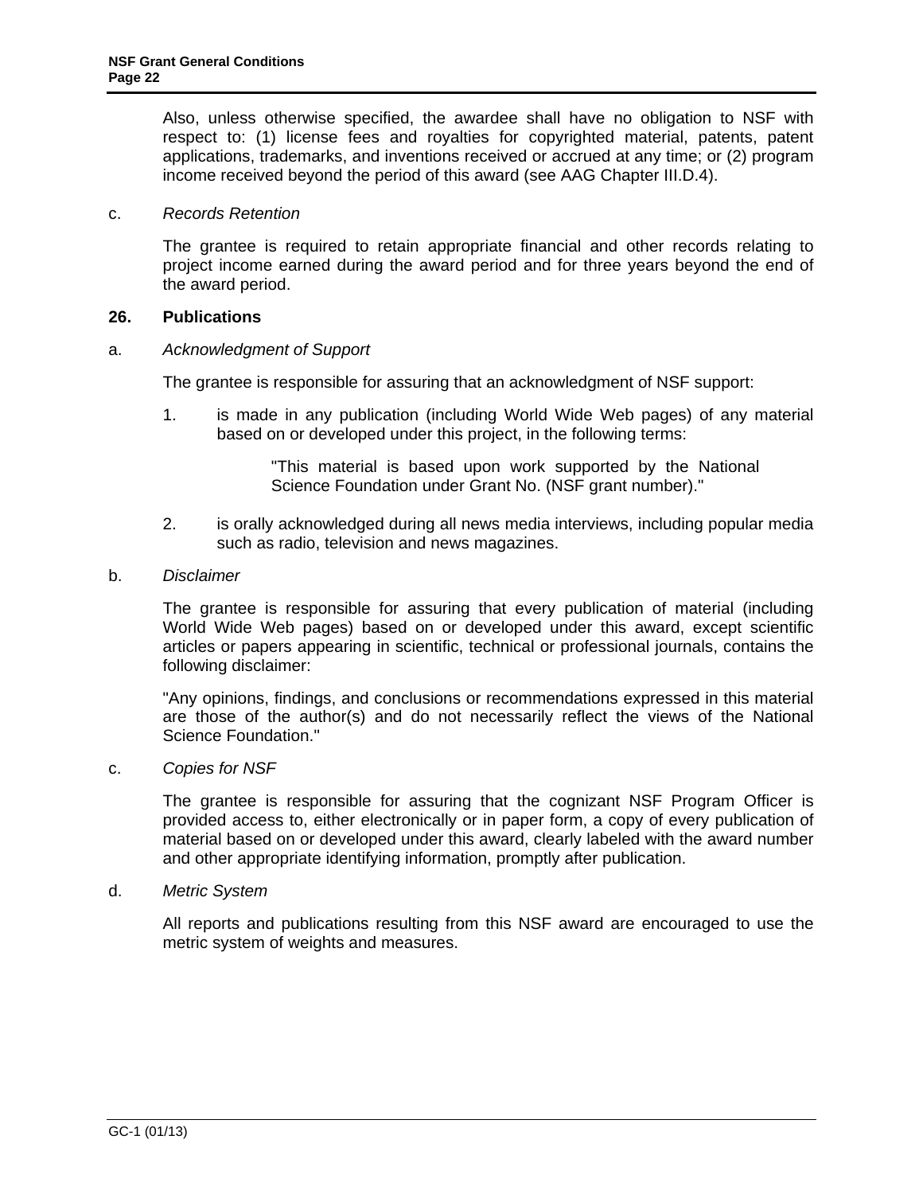Also, unless otherwise specified, the awardee shall have no obligation to NSF with respect to: (1) license fees and royalties for copyrighted material, patents, patent applications, trademarks, and inventions received or accrued at any time; or (2) program income received beyond the period of this award (see AAG Chapter III.D.4).

c. *Records Retention*

The grantee is required to retain appropriate financial and other records relating to project income earned during the award period and for three years beyond the end of the award period.

## 26. Publications

a. *Acknowledgment of Support*

The grantee is responsible for assuring that an acknowledgment of NSF support:

1. is made in any publication (including World Wide Web pages) of any material based on or developed under this project, in the following terms:

   > "This material is based upon work supported by the National Science Foundation under Grant No. (NSF grant number)."

2. is orally acknowledged during all news media interviews, including popular media such as radio, television and news magazines.

b. *Disclaimer*

The grantee is responsible for assuring that every publication of material (including World Wide Web pages) based on or developed under this award, except scientific articles or papers appearing in scientific, technical or professional journals, contains the following disclaimer:

"Any opinions, findings, and conclusions or recommendations expressed in this material are those of the author(s) and do not necessarily reflect the views of the National Science Foundation."

c. *Copies for NSF*

The grantee is responsible for assuring that the cognizant NSF Program Officer is provided access to, either electronically or in paper form, a copy of every publication of material based on or developed under this award, clearly labeled with the award number and other appropriate identifying information, promptly after publication.

d. *Metric System*

All reports and publications resulting from this NSF award are encouraged to use the metric system of weights and measures.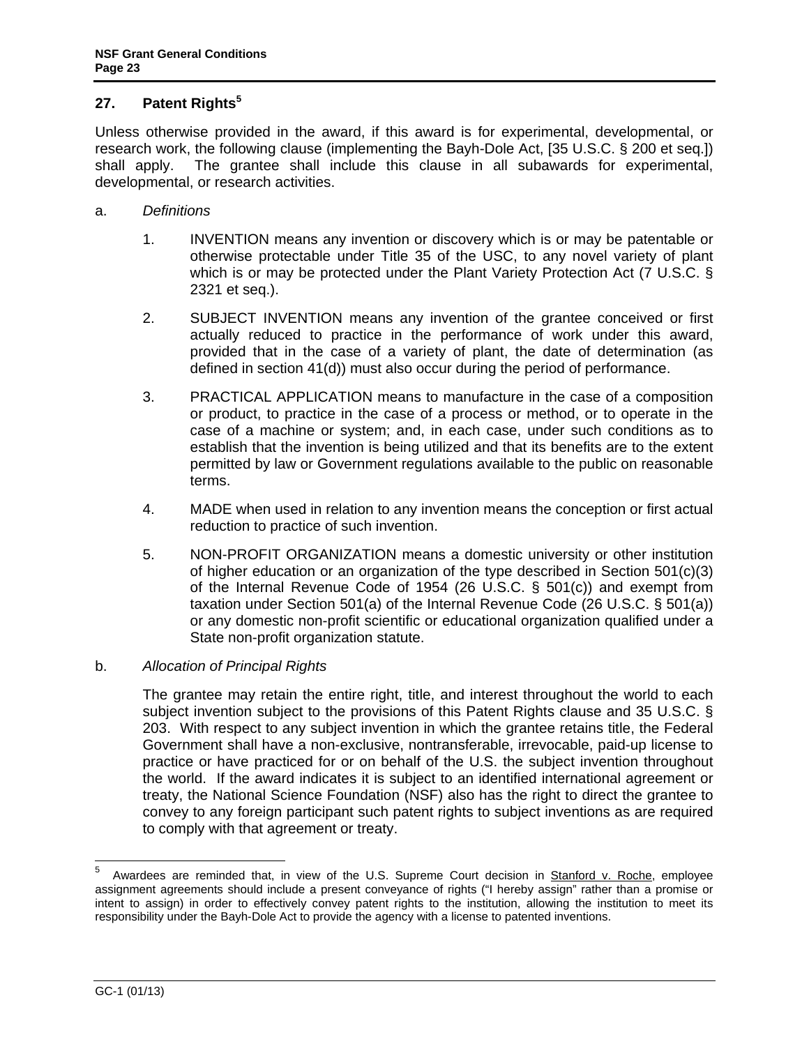## 27. Patent Rights[5]

Unless otherwise provided in the award, if this award is for experimental, developmental, or research work, the following clause (implementing the Bayh-Dole Act, [35 U.S.C. § 200 et seq.]) shall apply. The grantee shall include this clause in all subawards for experimental, developmental, or research activities.

a. *Definitions*

1. INVENTION means any invention or discovery which is or may be patentable or otherwise protectable under Title 35 of the USC, to any novel variety of plant which is or may be protected under the Plant Variety Protection Act (7 U.S.C. § 2321 et seq.).

2. SUBJECT INVENTION means any invention of the grantee conceived or first actually reduced to practice in the performance of work under this award, provided that in the case of a variety of plant, the date of determination (as defined in section 41(d)) must also occur during the period of performance.

3. PRACTICAL APPLICATION means to manufacture in the case of a composition or product, to practice in the case of a process or method, or to operate in the case of a machine or system; and, in each case, under such conditions as to establish that the invention is being utilized and that its benefits are to the extent permitted by law or Government regulations available to the public on reasonable terms.

4. MADE when used in relation to any invention means the conception or first actual reduction to practice of such invention.

5. NON-PROFIT ORGANIZATION means a domestic university or other institution of higher education or an organization of the type described in Section 501(c)(3) of the Internal Revenue Code of 1954 (26 U.S.C. § 501(c)) and exempt from taxation under Section 501(a) of the Internal Revenue Code (26 U.S.C. § 501(a)) or any domestic non-profit scientific or educational organization qualified under a State non-profit organization statute.

b. *Allocation of Principal Rights*

The grantee may retain the entire right, title, and interest throughout the world to each subject invention subject to the provisions of this Patent Rights clause and 35 U.S.C. § 203. With respect to any subject invention in which the grantee retains title, the Federal Government shall have a non-exclusive, nontransferable, irrevocable, paid-up license to practice or have practiced for or on behalf of the U.S. the subject invention throughout the world. If the award indicates it is subject to an identified international agreement or treaty, the National Science Foundation (NSF) also has the right to direct the grantee to convey to any foreign participant such patent rights to subject inventions as are required to comply with that agreement or treaty.

---

[5] Awardees are reminded that, in view of the U.S. Supreme Court decision in Stanford v. Roche, employee assignment agreements should include a present conveyance of rights ("I hereby assign" rather than a promise or intent to assign) in order to effectively convey patent rights to the institution, allowing the institution to meet its responsibility under the Bayh-Dole Act to provide the agency with a license to patented inventions.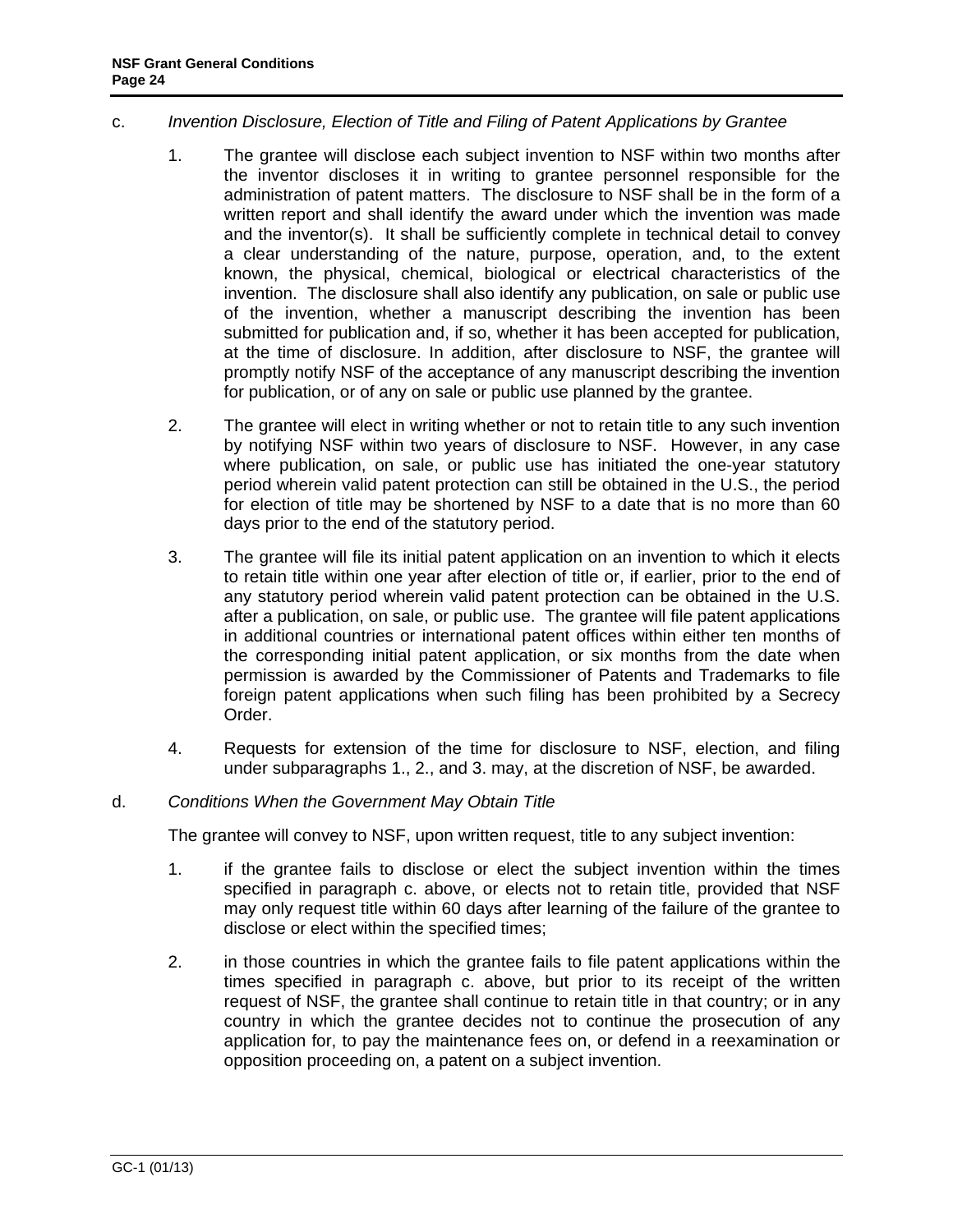c. *Invention Disclosure, Election of Title and Filing of Patent Applications by Grantee*

1. The grantee will disclose each subject invention to NSF within two months after the inventor discloses it in writing to grantee personnel responsible for the administration of patent matters. The disclosure to NSF shall be in the form of a written report and shall identify the award under which the invention was made and the inventor(s). It shall be sufficiently complete in technical detail to convey a clear understanding of the nature, purpose, operation, and, to the extent known, the physical, chemical, biological or electrical characteristics of the invention. The disclosure shall also identify any publication, on sale or public use of the invention, whether a manuscript describing the invention has been submitted for publication and, if so, whether it has been accepted for publication, at the time of disclosure. In addition, after disclosure to NSF, the grantee will promptly notify NSF of the acceptance of any manuscript describing the invention for publication, or of any on sale or public use planned by the grantee.

2. The grantee will elect in writing whether or not to retain title to any such invention by notifying NSF within two years of disclosure to NSF. However, in any case where publication, on sale, or public use has initiated the one-year statutory period wherein valid patent protection can still be obtained in the U.S., the period for election of title may be shortened by NSF to a date that is no more than 60 days prior to the end of the statutory period.

3. The grantee will file its initial patent application on an invention to which it elects to retain title within one year after election of title or, if earlier, prior to the end of any statutory period wherein valid patent protection can be obtained in the U.S. after a publication, on sale, or public use. The grantee will file patent applications in additional countries or international patent offices within either ten months of the corresponding initial patent application, or six months from the date when permission is awarded by the Commissioner of Patents and Trademarks to file foreign patent applications when such filing has been prohibited by a Secrecy Order.

4. Requests for extension of the time for disclosure to NSF, election, and filing under subparagraphs 1., 2., and 3. may, at the discretion of NSF, be awarded.

d. *Conditions When the Government May Obtain Title*

The grantee will convey to NSF, upon written request, title to any subject invention:

1. if the grantee fails to disclose or elect the subject invention within the times specified in paragraph c. above, or elects not to retain title, provided that NSF may only request title within 60 days after learning of the failure of the grantee to disclose or elect within the specified times;

2. in those countries in which the grantee fails to file patent applications within the times specified in paragraph c. above, but prior to its receipt of the written request of NSF, the grantee shall continue to retain title in that country; or in any country in which the grantee decides not to continue the prosecution of any application for, to pay the maintenance fees on, or defend in a reexamination or opposition proceeding on, a patent on a subject invention.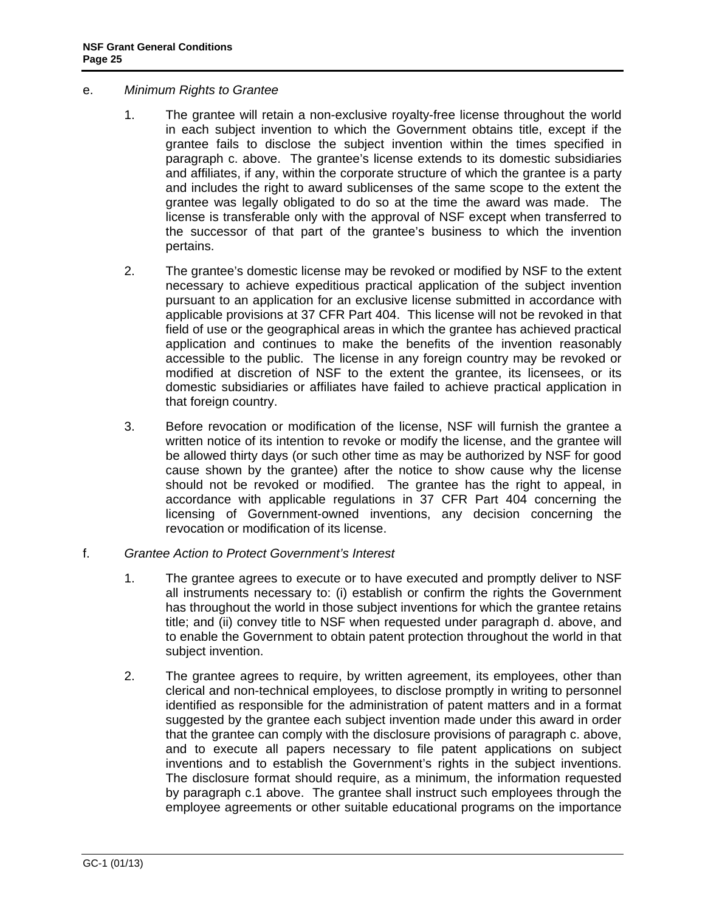e. *Minimum Rights to Grantee*

1. The grantee will retain a non-exclusive royalty-free license throughout the world in each subject invention to which the Government obtains title, except if the grantee fails to disclose the subject invention within the times specified in paragraph c. above. The grantee's license extends to its domestic subsidiaries and affiliates, if any, within the corporate structure of which the grantee is a party and includes the right to award sublicenses of the same scope to the extent the grantee was legally obligated to do so at the time the award was made. The license is transferable only with the approval of NSF except when transferred to the successor of that part of the grantee's business to which the invention pertains.

2. The grantee's domestic license may be revoked or modified by NSF to the extent necessary to achieve expeditious practical application of the subject invention pursuant to an application for an exclusive license submitted in accordance with applicable provisions at 37 CFR Part 404. This license will not be revoked in that field of use or the geographical areas in which the grantee has achieved practical application and continues to make the benefits of the invention reasonably accessible to the public. The license in any foreign country may be revoked or modified at discretion of NSF to the extent the grantee, its licensees, or its domestic subsidiaries or affiliates have failed to achieve practical application in that foreign country.

3. Before revocation or modification of the license, NSF will furnish the grantee a written notice of its intention to revoke or modify the license, and the grantee will be allowed thirty days (or such other time as may be authorized by NSF for good cause shown by the grantee) after the notice to show cause why the license should not be revoked or modified. The grantee has the right to appeal, in accordance with applicable regulations in 37 CFR Part 404 concerning the licensing of Government-owned inventions, any decision concerning the revocation or modification of its license.

f. *Grantee Action to Protect Government's Interest*

1. The grantee agrees to execute or to have executed and promptly deliver to NSF all instruments necessary to: (i) establish or confirm the rights the Government has throughout the world in those subject inventions for which the grantee retains title; and (ii) convey title to NSF when requested under paragraph d. above, and to enable the Government to obtain patent protection throughout the world in that subject invention.

2. The grantee agrees to require, by written agreement, its employees, other than clerical and non-technical employees, to disclose promptly in writing to personnel identified as responsible for the administration of patent matters and in a format suggested by the grantee each subject invention made under this award in order that the grantee can comply with the disclosure provisions of paragraph c. above, and to execute all papers necessary to file patent applications on subject inventions and to establish the Government's rights in the subject inventions. The disclosure format should require, as a minimum, the information requested by paragraph c.1 above. The grantee shall instruct such employees through the employee agreements or other suitable educational programs on the importance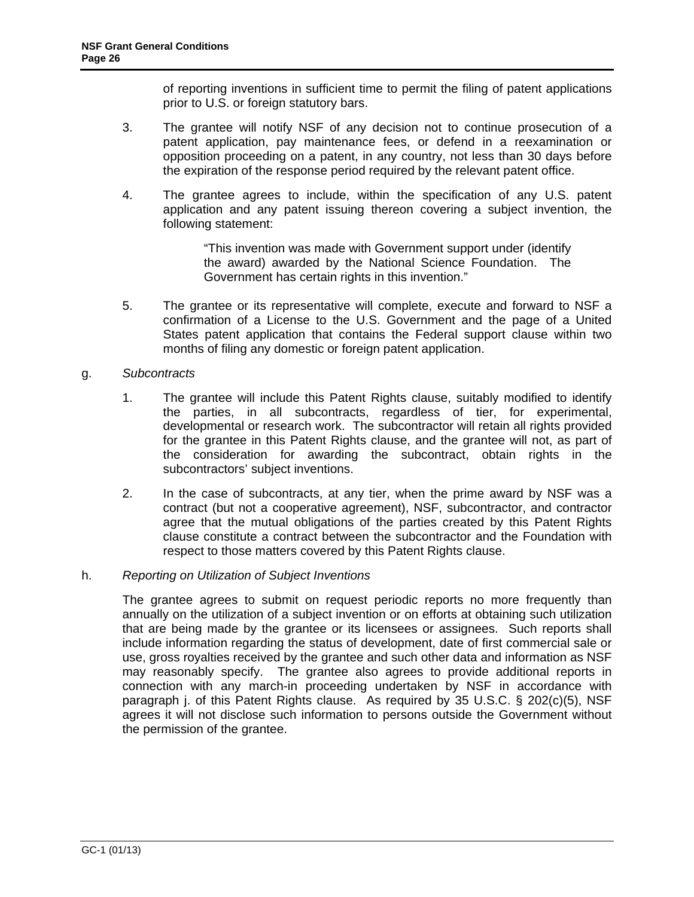of reporting inventions in sufficient time to permit the filing of patent applications prior to U.S. or foreign statutory bars.

3. The grantee will notify NSF of any decision not to continue prosecution of a patent application, pay maintenance fees, or defend in a reexamination or opposition proceeding on a patent, in any country, not less than 30 days before the expiration of the response period required by the relevant patent office.

4. The grantee agrees to include, within the specification of any U.S. patent application and any patent issuing thereon covering a subject invention, the following statement:

> "This invention was made with Government support under (identify the award) awarded by the National Science Foundation. The Government has certain rights in this invention."

5. The grantee or its representative will complete, execute and forward to NSF a confirmation of a License to the U.S. Government and the page of a United States patent application that contains the Federal support clause within two months of filing any domestic or foreign patent application.

g. *Subcontracts*

1. The grantee will include this Patent Rights clause, suitably modified to identify the parties, in all subcontracts, regardless of tier, for experimental, developmental or research work. The subcontractor will retain all rights provided for the grantee in this Patent Rights clause, and the grantee will not, as part of the consideration for awarding the subcontract, obtain rights in the subcontractors' subject inventions.

2. In the case of subcontracts, at any tier, when the prime award by NSF was a contract (but not a cooperative agreement), NSF, subcontractor, and contractor agree that the mutual obligations of the parties created by this Patent Rights clause constitute a contract between the subcontractor and the Foundation with respect to those matters covered by this Patent Rights clause.

h. *Reporting on Utilization of Subject Inventions*

The grantee agrees to submit on request periodic reports no more frequently than annually on the utilization of a subject invention or on efforts at obtaining such utilization that are being made by the grantee or its licensees or assignees. Such reports shall include information regarding the status of development, date of first commercial sale or use, gross royalties received by the grantee and such other data and information as NSF may reasonably specify. The grantee also agrees to provide additional reports in connection with any march-in proceeding undertaken by NSF in accordance with paragraph j. of this Patent Rights clause. As required by 35 U.S.C. § 202(c)(5), NSF agrees it will not disclose such information to persons outside the Government without the permission of the grantee.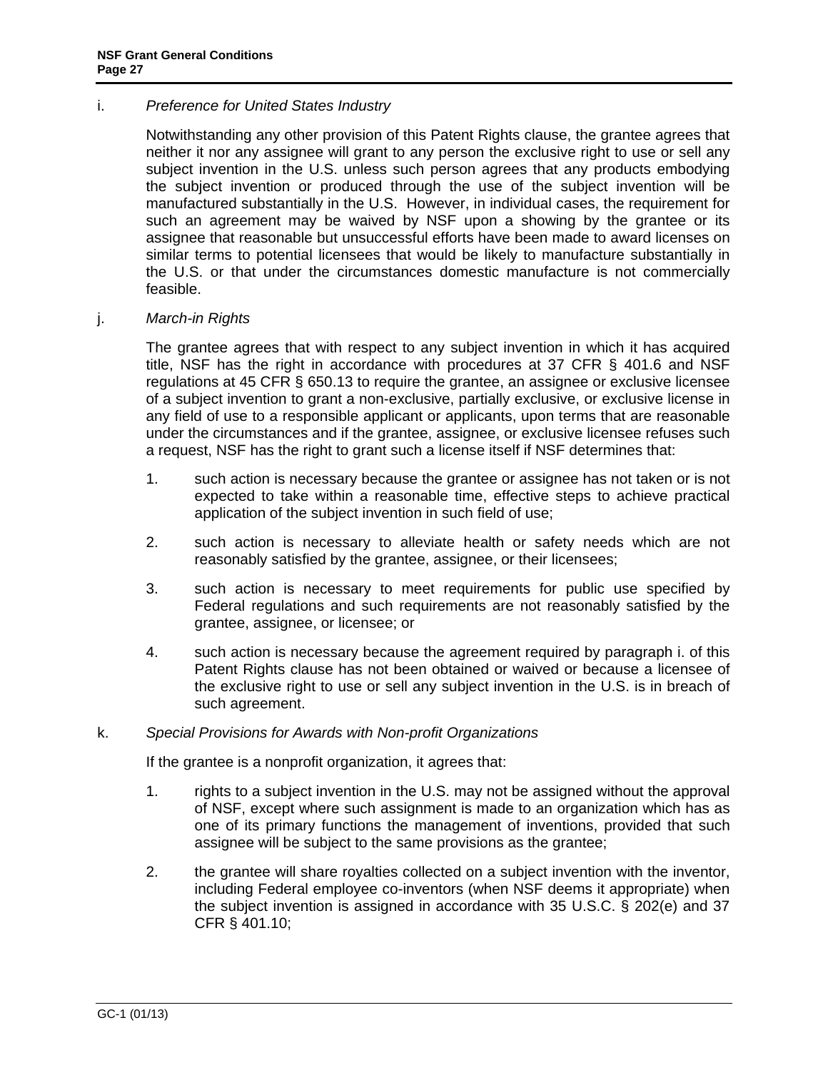i. *Preference for United States Industry*

Notwithstanding any other provision of this Patent Rights clause, the grantee agrees that neither it nor any assignee will grant to any person the exclusive right to use or sell any subject invention in the U.S. unless such person agrees that any products embodying the subject invention or produced through the use of the subject invention will be manufactured substantially in the U.S. However, in individual cases, the requirement for such an agreement may be waived by NSF upon a showing by the grantee or its assignee that reasonable but unsuccessful efforts have been made to award licenses on similar terms to potential licensees that would be likely to manufacture substantially in the U.S. or that under the circumstances domestic manufacture is not commercially feasible.

j. *March-in Rights*

The grantee agrees that with respect to any subject invention in which it has acquired title, NSF has the right in accordance with procedures at 37 CFR § 401.6 and NSF regulations at 45 CFR § 650.13 to require the grantee, an assignee or exclusive licensee of a subject invention to grant a non-exclusive, partially exclusive, or exclusive license in any field of use to a responsible applicant or applicants, upon terms that are reasonable under the circumstances and if the grantee, assignee, or exclusive licensee refuses such a request, NSF has the right to grant such a license itself if NSF determines that:

1. such action is necessary because the grantee or assignee has not taken or is not expected to take within a reasonable time, effective steps to achieve practical application of the subject invention in such field of use;

2. such action is necessary to alleviate health or safety needs which are not reasonably satisfied by the grantee, assignee, or their licensees;

3. such action is necessary to meet requirements for public use specified by Federal regulations and such requirements are not reasonably satisfied by the grantee, assignee, or licensee; or

4. such action is necessary because the agreement required by paragraph i. of this Patent Rights clause has not been obtained or waived or because a licensee of the exclusive right to use or sell any subject invention in the U.S. is in breach of such agreement.

k. *Special Provisions for Awards with Non-profit Organizations*

If the grantee is a nonprofit organization, it agrees that:

1. rights to a subject invention in the U.S. may not be assigned without the approval of NSF, except where such assignment is made to an organization which has as one of its primary functions the management of inventions, provided that such assignee will be subject to the same provisions as the grantee;

2. the grantee will share royalties collected on a subject invention with the inventor, including Federal employee co-inventors (when NSF deems it appropriate) when the subject invention is assigned in accordance with 35 U.S.C. § 202(e) and 37 CFR § 401.10;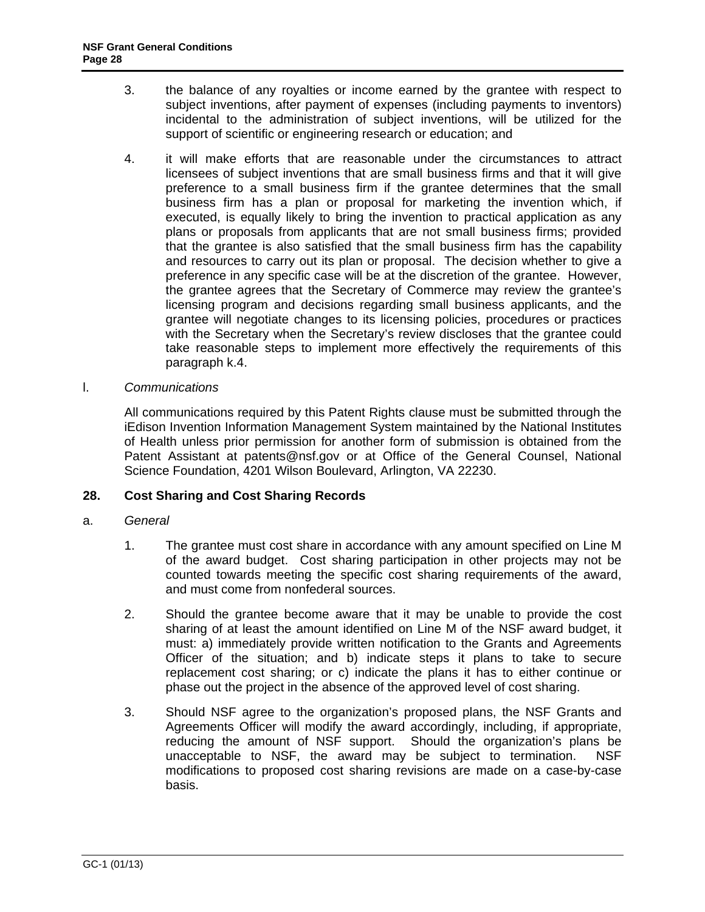3. the balance of any royalties or income earned by the grantee with respect to subject inventions, after payment of expenses (including payments to inventors) incidental to the administration of subject inventions, will be utilized for the support of scientific or engineering research or education; and

4. it will make efforts that are reasonable under the circumstances to attract licensees of subject inventions that are small business firms and that it will give preference to a small business firm if the grantee determines that the small business firm has a plan or proposal for marketing the invention which, if executed, is equally likely to bring the invention to practical application as any plans or proposals from applicants that are not small business firms; provided that the grantee is also satisfied that the small business firm has the capability and resources to carry out its plan or proposal. The decision whether to give a preference in any specific case will be at the discretion of the grantee. However, the grantee agrees that the Secretary of Commerce may review the grantee's licensing program and decisions regarding small business applicants, and the grantee will negotiate changes to its licensing policies, procedures or practices with the Secretary when the Secretary's review discloses that the grantee could take reasonable steps to implement more effectively the requirements of this paragraph k.4.

l. *Communications*

All communications required by this Patent Rights clause must be submitted through the iEdison Invention Information Management System maintained by the National Institutes of Health unless prior permission for another form of submission is obtained from the Patent Assistant at patents@nsf.gov or at Office of the General Counsel, National Science Foundation, 4201 Wilson Boulevard, Arlington, VA 22230.

## 28. Cost Sharing and Cost Sharing Records

a. *General*

1. The grantee must cost share in accordance with any amount specified on Line M of the award budget. Cost sharing participation in other projects may not be counted towards meeting the specific cost sharing requirements of the award, and must come from nonfederal sources.

2. Should the grantee become aware that it may be unable to provide the cost sharing of at least the amount identified on Line M of the NSF award budget, it must: a) immediately provide written notification to the Grants and Agreements Officer of the situation; and b) indicate steps it plans to take to secure replacement cost sharing; or c) indicate the plans it has to either continue or phase out the project in the absence of the approved level of cost sharing.

3. Should NSF agree to the organization's proposed plans, the NSF Grants and Agreements Officer will modify the award accordingly, including, if appropriate, reducing the amount of NSF support. Should the organization's plans be unacceptable to NSF, the award may be subject to termination. NSF modifications to proposed cost sharing revisions are made on a case-by-case basis.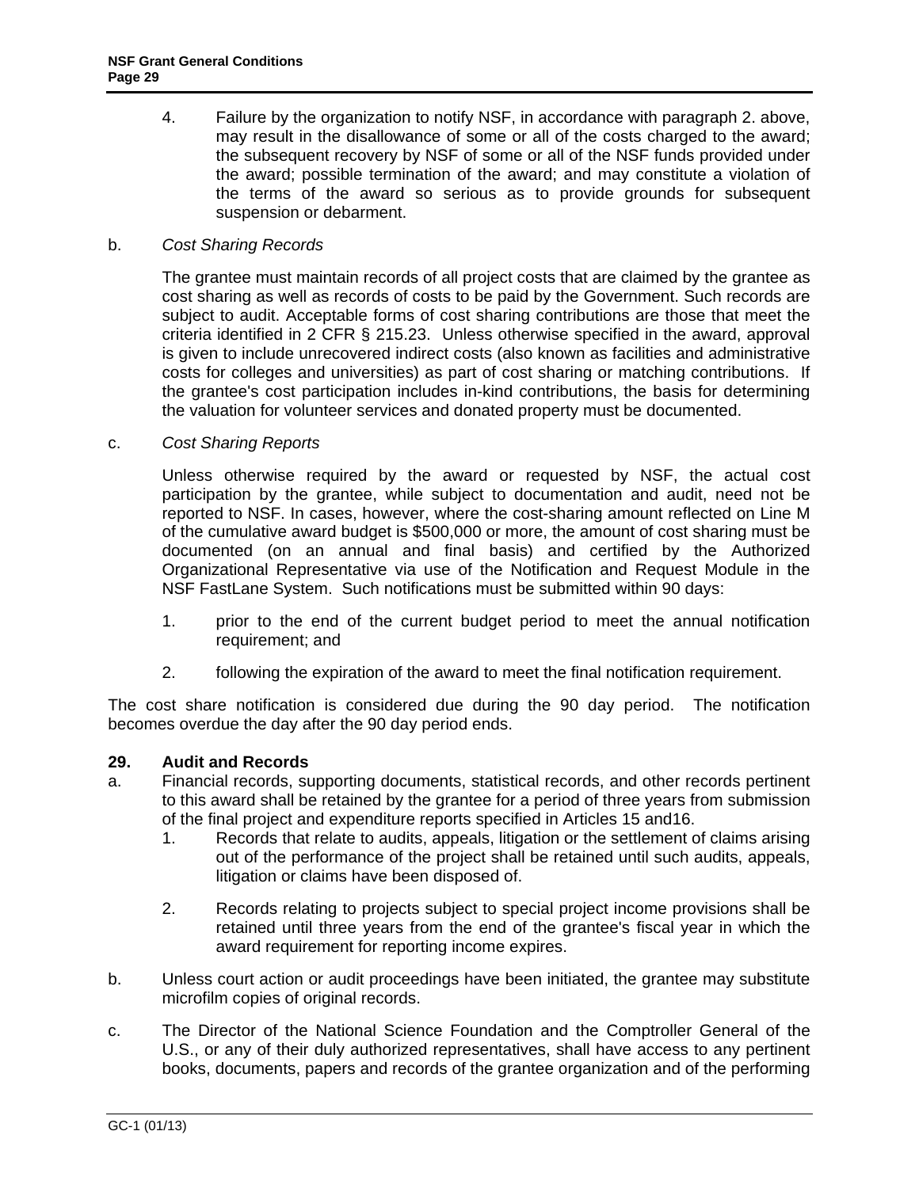4. Failure by the organization to notify NSF, in accordance with paragraph 2. above, may result in the disallowance of some or all of the costs charged to the award; the subsequent recovery by NSF of some or all of the NSF funds provided under the award; possible termination of the award; and may constitute a violation of the terms of the award so serious as to provide grounds for subsequent suspension or debarment.

b. *Cost Sharing Records*

The grantee must maintain records of all project costs that are claimed by the grantee as cost sharing as well as records of costs to be paid by the Government. Such records are subject to audit. Acceptable forms of cost sharing contributions are those that meet the criteria identified in 2 CFR § 215.23. Unless otherwise specified in the award, approval is given to include unrecovered indirect costs (also known as facilities and administrative costs for colleges and universities) as part of cost sharing or matching contributions. If the grantee's cost participation includes in-kind contributions, the basis for determining the valuation for volunteer services and donated property must be documented.

c. *Cost Sharing Reports*

Unless otherwise required by the award or requested by NSF, the actual cost participation by the grantee, while subject to documentation and audit, need not be reported to NSF. In cases, however, where the cost-sharing amount reflected on Line M of the cumulative award budget is $500,000 or more, the amount of cost sharing must be documented (on an annual and final basis) and certified by the Authorized Organizational Representative via use of the Notification and Request Module in the NSF FastLane System. Such notifications must be submitted within 90 days:

1. prior to the end of the current budget period to meet the annual notification requirement; and

2. following the expiration of the award to meet the final notification requirement.

The cost share notification is considered due during the 90 day period. The notification becomes overdue the day after the 90 day period ends.

**29. Audit and Records**

a. Financial records, supporting documents, statistical records, and other records pertinent to this award shall be retained by the grantee for a period of three years from submission of the final project and expenditure reports specified in Articles 15 and16.

   1. Records that relate to audits, appeals, litigation or the settlement of claims arising out of the performance of the project shall be retained until such audits, appeals, litigation or claims have been disposed of.

   2. Records relating to projects subject to special project income provisions shall be retained until three years from the end of the grantee's fiscal year in which the award requirement for reporting income expires.

b. Unless court action or audit proceedings have been initiated, the grantee may substitute microfilm copies of original records.

c. The Director of the National Science Foundation and the Comptroller General of the U.S., or any of their duly authorized representatives, shall have access to any pertinent books, documents, papers and records of the grantee organization and of the performing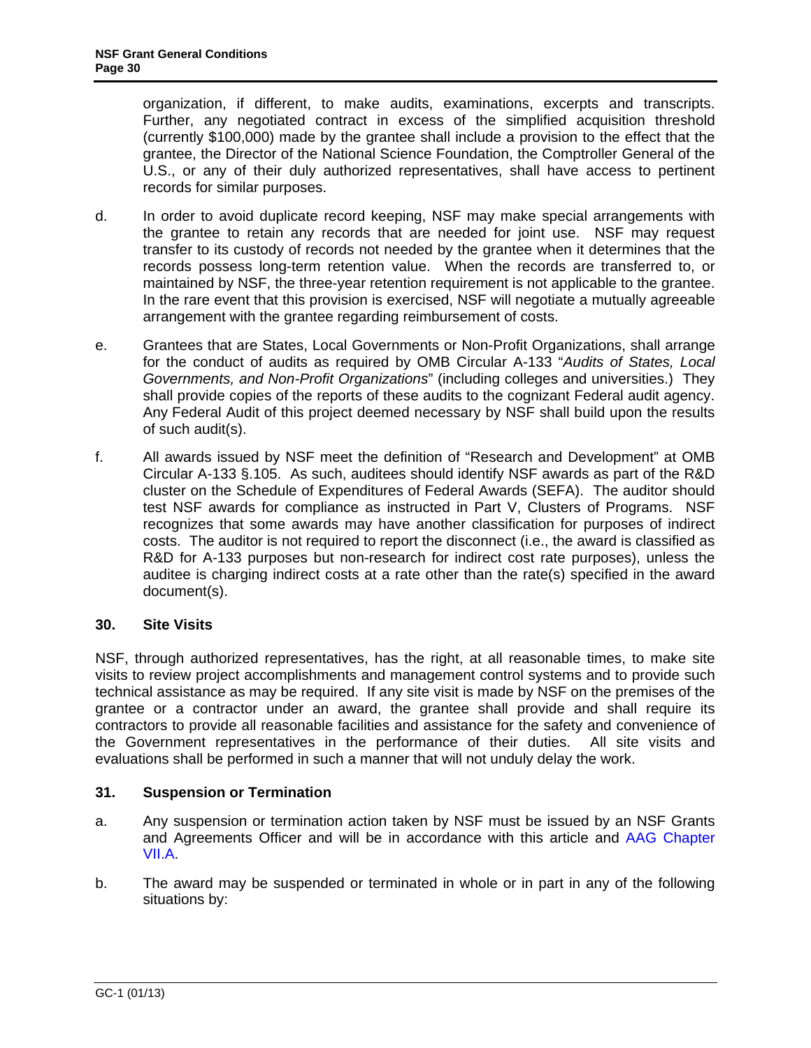organization, if different, to make audits, examinations, excerpts and transcripts. Further, any negotiated contract in excess of the simplified acquisition threshold (currently $100,000) made by the grantee shall include a provision to the effect that the grantee, the Director of the National Science Foundation, the Comptroller General of the U.S., or any of their duly authorized representatives, shall have access to pertinent records for similar purposes.

d. In order to avoid duplicate record keeping, NSF may make special arrangements with the grantee to retain any records that are needed for joint use. NSF may request transfer to its custody of records not needed by the grantee when it determines that the records possess long-term retention value. When the records are transferred to, or maintained by NSF, the three-year retention requirement is not applicable to the grantee. In the rare event that this provision is exercised, NSF will negotiate a mutually agreeable arrangement with the grantee regarding reimbursement of costs.

e. Grantees that are States, Local Governments or Non-Profit Organizations, shall arrange for the conduct of audits as required by OMB Circular A-133 "*Audits of States, Local Governments, and Non-Profit Organizations*" (including colleges and universities.) They shall provide copies of the reports of these audits to the cognizant Federal audit agency. Any Federal Audit of this project deemed necessary by NSF shall build upon the results of such audit(s).

f. All awards issued by NSF meet the definition of "Research and Development" at OMB Circular A-133 §.105. As such, auditees should identify NSF awards as part of the R&D cluster on the Schedule of Expenditures of Federal Awards (SEFA). The auditor should test NSF awards for compliance as instructed in Part V, Clusters of Programs. NSF recognizes that some awards may have another classification for purposes of indirect costs. The auditor is not required to report the disconnect (i.e., the award is classified as R&D for A-133 purposes but non-research for indirect cost rate purposes), unless the auditee is charging indirect costs at a rate other than the rate(s) specified in the award document(s).

### 30. Site Visits

NSF, through authorized representatives, has the right, at all reasonable times, to make site visits to review project accomplishments and management control systems and to provide such technical assistance as may be required. If any site visit is made by NSF on the premises of the grantee or a contractor under an award, the grantee shall provide and shall require its contractors to provide all reasonable facilities and assistance for the safety and convenience of the Government representatives in the performance of their duties. All site visits and evaluations shall be performed in such a manner that will not unduly delay the work.

### 31. Suspension or Termination

a. Any suspension or termination action taken by NSF must be issued by an NSF Grants and Agreements Officer and will be in accordance with this article and AAG Chapter VII.A.

b. The award may be suspended or terminated in whole or in part in any of the following situations by: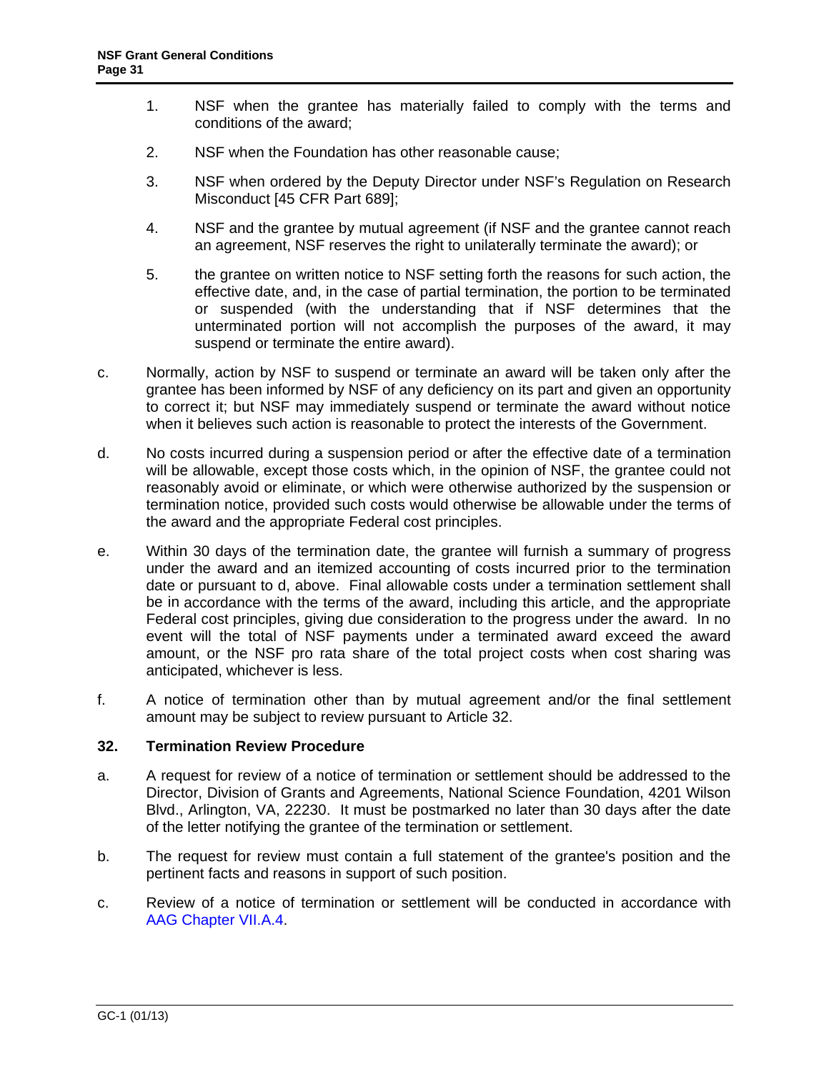1. NSF when the grantee has materially failed to comply with the terms and conditions of the award;

2. NSF when the Foundation has other reasonable cause;

3. NSF when ordered by the Deputy Director under NSF's Regulation on Research Misconduct [45 CFR Part 689];

4. NSF and the grantee by mutual agreement (if NSF and the grantee cannot reach an agreement, NSF reserves the right to unilaterally terminate the award); or

5. the grantee on written notice to NSF setting forth the reasons for such action, the effective date, and, in the case of partial termination, the portion to be terminated or suspended (with the understanding that if NSF determines that the unterminated portion will not accomplish the purposes of the award, it may suspend or terminate the entire award).

c. Normally, action by NSF to suspend or terminate an award will be taken only after the grantee has been informed by NSF of any deficiency on its part and given an opportunity to correct it; but NSF may immediately suspend or terminate the award without notice when it believes such action is reasonable to protect the interests of the Government.

d. No costs incurred during a suspension period or after the effective date of a termination will be allowable, except those costs which, in the opinion of NSF, the grantee could not reasonably avoid or eliminate, or which were otherwise authorized by the suspension or termination notice, provided such costs would otherwise be allowable under the terms of the award and the appropriate Federal cost principles.

e. Within 30 days of the termination date, the grantee will furnish a summary of progress under the award and an itemized accounting of costs incurred prior to the termination date or pursuant to d, above. Final allowable costs under a termination settlement shall be in accordance with the terms of the award, including this article, and the appropriate Federal cost principles, giving due consideration to the progress under the award. In no event will the total of NSF payments under a terminated award exceed the award amount, or the NSF pro rata share of the total project costs when cost sharing was anticipated, whichever is less.

f. A notice of termination other than by mutual agreement and/or the final settlement amount may be subject to review pursuant to Article 32.

### 32. Termination Review Procedure

a. A request for review of a notice of termination or settlement should be addressed to the Director, Division of Grants and Agreements, National Science Foundation, 4201 Wilson Blvd., Arlington, VA, 22230. It must be postmarked no later than 30 days after the date of the letter notifying the grantee of the termination or settlement.

b. The request for review must contain a full statement of the grantee's position and the pertinent facts and reasons in support of such position.

c. Review of a notice of termination or settlement will be conducted in accordance with AAG Chapter VII.A.4.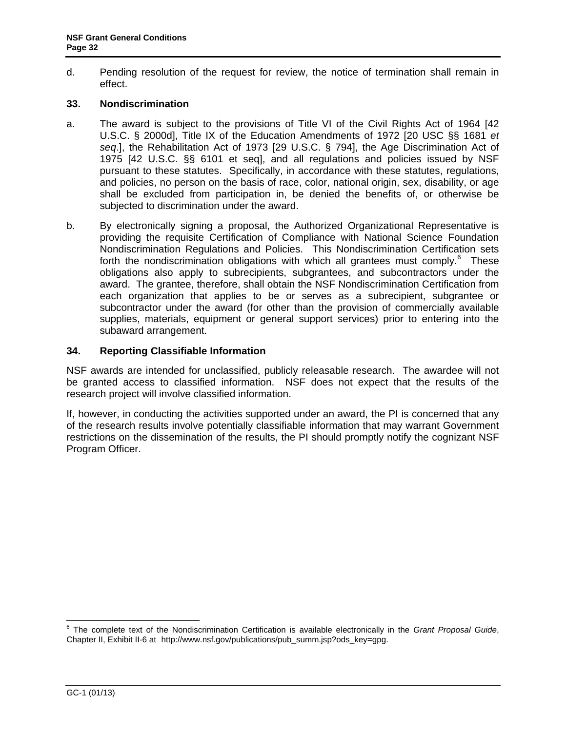d. Pending resolution of the request for review, the notice of termination shall remain in effect.

## 33. Nondiscrimination

a. The award is subject to the provisions of Title VI of the Civil Rights Act of 1964 [42 U.S.C. § 2000d], Title IX of the Education Amendments of 1972 [20 USC §§ 1681 *et seq*.], the Rehabilitation Act of 1973 [29 U.S.C. § 794], the Age Discrimination Act of 1975 [42 U.S.C. §§ 6101 et seq], and all regulations and policies issued by NSF pursuant to these statutes. Specifically, in accordance with these statutes, regulations, and policies, no person on the basis of race, color, national origin, sex, disability, or age shall be excluded from participation in, be denied the benefits of, or otherwise be subjected to discrimination under the award.

b. By electronically signing a proposal, the Authorized Organizational Representative is providing the requisite Certification of Compliance with National Science Foundation Nondiscrimination Regulations and Policies. This Nondiscrimination Certification sets forth the nondiscrimination obligations with which all grantees must comply.[6] These obligations also apply to subrecipients, subgrantees, and subcontractors under the award. The grantee, therefore, shall obtain the NSF Nondiscrimination Certification from each organization that applies to be or serves as a subrecipient, subgrantee or subcontractor under the award (for other than the provision of commercially available supplies, materials, equipment or general support services) prior to entering into the subaward arrangement.

## 34. Reporting Classifiable Information

NSF awards are intended for unclassified, publicly releasable research. The awardee will not be granted access to classified information. NSF does not expect that the results of the research project will involve classified information.

If, however, in conducting the activities supported under an award, the PI is concerned that any of the research results involve potentially classifiable information that may warrant Government restrictions on the dissemination of the results, the PI should promptly notify the cognizant NSF Program Officer.

---

[6] The complete text of the Nondiscrimination Certification is available electronically in the *Grant Proposal Guide*, Chapter II, Exhibit II-6 at http://www.nsf.gov/publications/pub_summ.jsp?ods_key=gpg.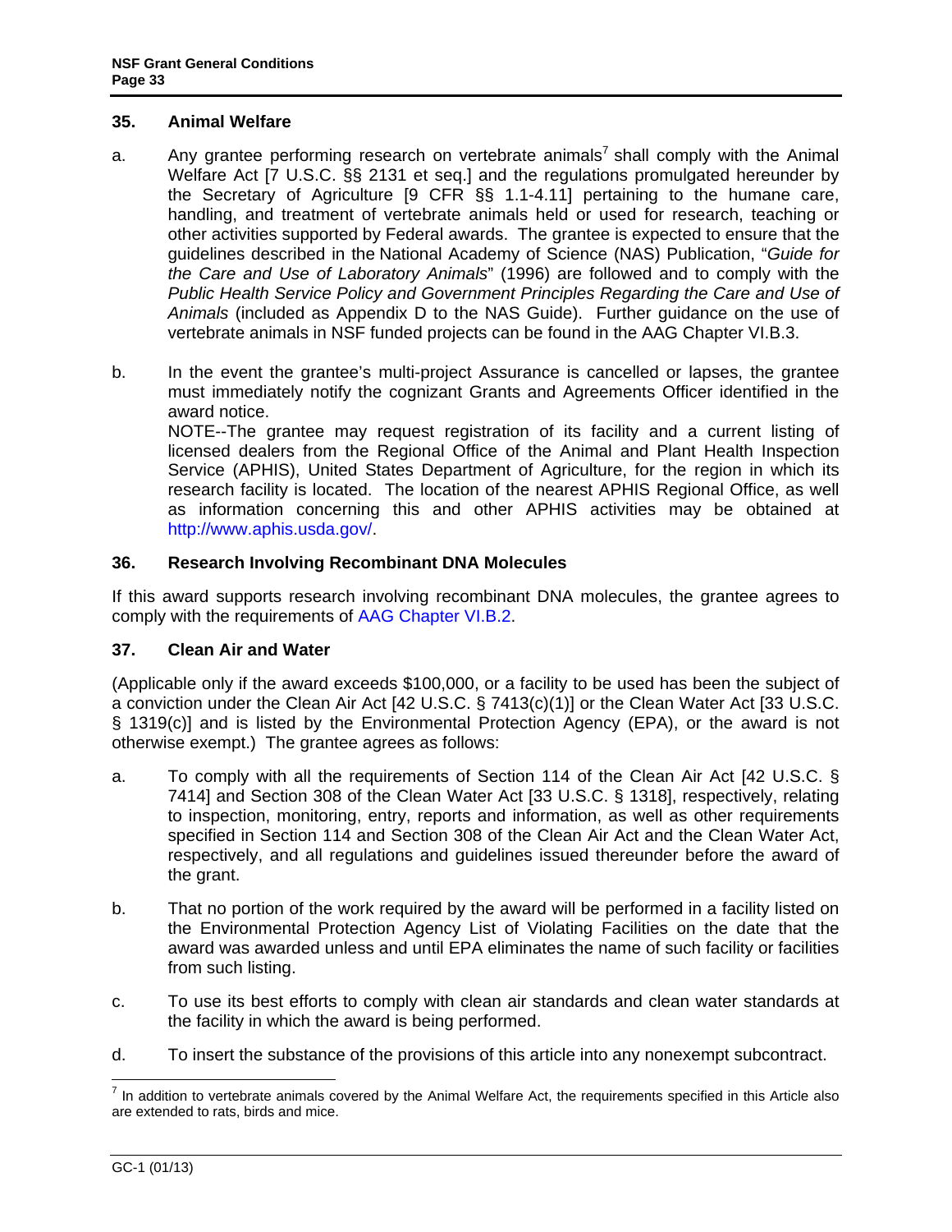## 35. Animal Welfare

a. Any grantee performing research on vertebrate animals[7] shall comply with the Animal Welfare Act [7 U.S.C. §§ 2131 et seq.] and the regulations promulgated hereunder by the Secretary of Agriculture [9 CFR §§ 1.1-4.11] pertaining to the humane care, handling, and treatment of vertebrate animals held or used for research, teaching or other activities supported by Federal awards. The grantee is expected to ensure that the guidelines described in the National Academy of Science (NAS) Publication, "*Guide for the Care and Use of Laboratory Animals*" (1996) are followed and to comply with the *Public Health Service Policy and Government Principles Regarding the Care and Use of Animals* (included as Appendix D to the NAS Guide). Further guidance on the use of vertebrate animals in NSF funded projects can be found in the AAG Chapter VI.B.3.

b. In the event the grantee's multi-project Assurance is cancelled or lapses, the grantee must immediately notify the cognizant Grants and Agreements Officer identified in the award notice.
NOTE--The grantee may request registration of its facility and a current listing of licensed dealers from the Regional Office of the Animal and Plant Health Inspection Service (APHIS), United States Department of Agriculture, for the region in which its research facility is located. The location of the nearest APHIS Regional Office, as well as information concerning this and other APHIS activities may be obtained at http://www.aphis.usda.gov/.

## 36. Research Involving Recombinant DNA Molecules

If this award supports research involving recombinant DNA molecules, the grantee agrees to comply with the requirements of AAG Chapter VI.B.2.

## 37. Clean Air and Water

(Applicable only if the award exceeds $100,000, or a facility to be used has been the subject of a conviction under the Clean Air Act [42 U.S.C. § 7413(c)(1)] or the Clean Water Act [33 U.S.C. § 1319(c)] and is listed by the Environmental Protection Agency (EPA), or the award is not otherwise exempt.) The grantee agrees as follows:

a. To comply with all the requirements of Section 114 of the Clean Air Act [42 U.S.C. § 7414] and Section 308 of the Clean Water Act [33 U.S.C. § 1318], respectively, relating to inspection, monitoring, entry, reports and information, as well as other requirements specified in Section 114 and Section 308 of the Clean Air Act and the Clean Water Act, respectively, and all regulations and guidelines issued thereunder before the award of the grant.

b. That no portion of the work required by the award will be performed in a facility listed on the Environmental Protection Agency List of Violating Facilities on the date that the award was awarded unless and until EPA eliminates the name of such facility or facilities from such listing.

c. To use its best efforts to comply with clean air standards and clean water standards at the facility in which the award is being performed.

d. To insert the substance of the provisions of this article into any nonexempt subcontract.

---

[7] In addition to vertebrate animals covered by the Animal Welfare Act, the requirements specified in this Article also are extended to rats, birds and mice.

GC-1 (01/13)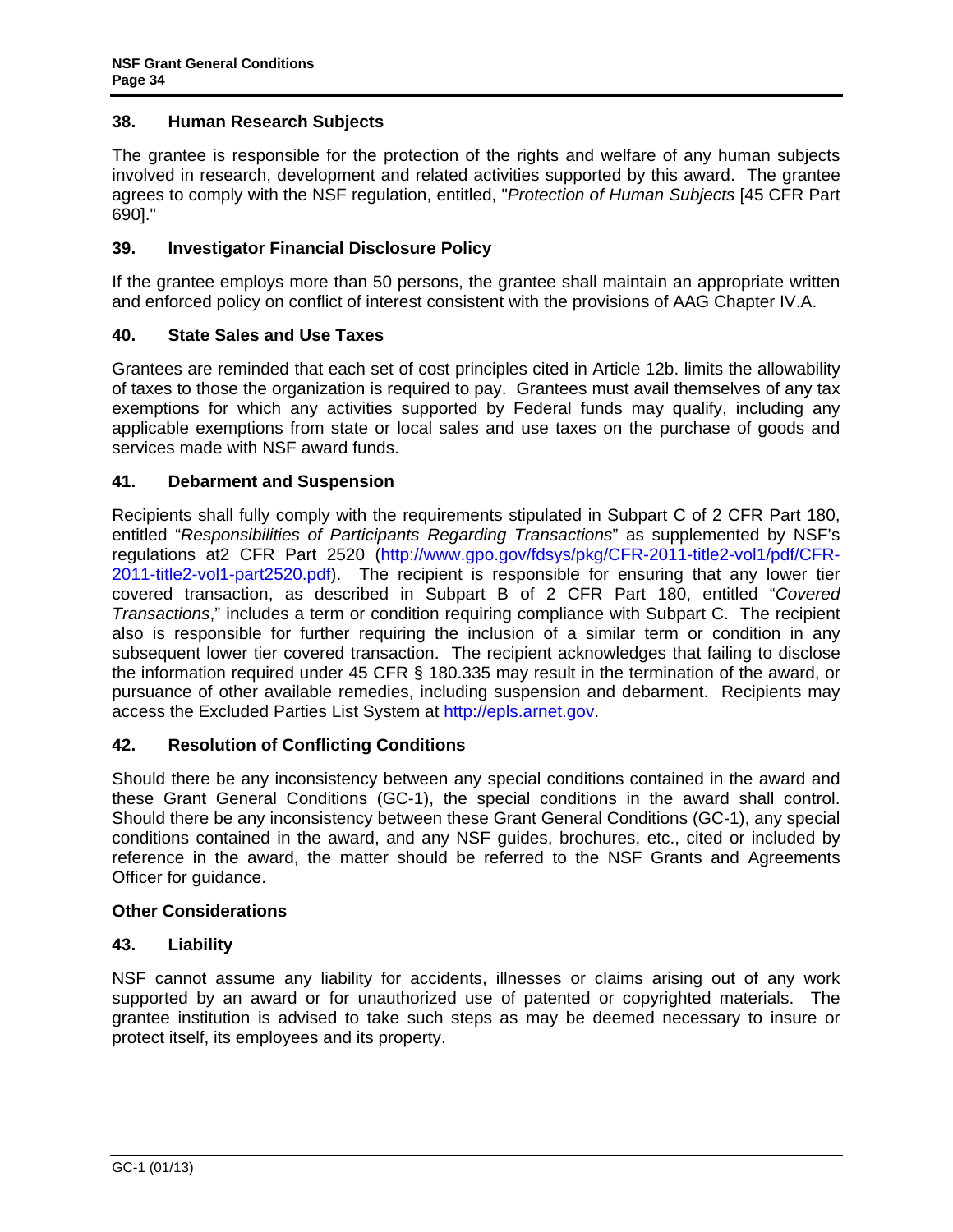### 38. Human Research Subjects

The grantee is responsible for the protection of the rights and welfare of any human subjects involved in research, development and related activities supported by this award. The grantee agrees to comply with the NSF regulation, entitled, "*Protection of Human Subjects* [45 CFR Part 690]."

### 39. Investigator Financial Disclosure Policy

If the grantee employs more than 50 persons, the grantee shall maintain an appropriate written and enforced policy on conflict of interest consistent with the provisions of AAG Chapter IV.A.

### 40. State Sales and Use Taxes

Grantees are reminded that each set of cost principles cited in Article 12b. limits the allowability of taxes to those the organization is required to pay. Grantees must avail themselves of any tax exemptions for which any activities supported by Federal funds may qualify, including any applicable exemptions from state or local sales and use taxes on the purchase of goods and services made with NSF award funds.

### 41. Debarment and Suspension

Recipients shall fully comply with the requirements stipulated in Subpart C of 2 CFR Part 180, entitled "*Responsibilities of Participants Regarding Transactions*" as supplemented by NSF's regulations at2 CFR Part 2520 (http://www.gpo.gov/fdsys/pkg/CFR-2011-title2-vol1/pdf/CFR-2011-title2-vol1-part2520.pdf). The recipient is responsible for ensuring that any lower tier covered transaction, as described in Subpart B of 2 CFR Part 180, entitled "*Covered Transactions*," includes a term or condition requiring compliance with Subpart C. The recipient also is responsible for further requiring the inclusion of a similar term or condition in any subsequent lower tier covered transaction. The recipient acknowledges that failing to disclose the information required under 45 CFR § 180.335 may result in the termination of the award, or pursuance of other available remedies, including suspension and debarment. Recipients may access the Excluded Parties List System at http://epls.arnet.gov.

### 42. Resolution of Conflicting Conditions

Should there be any inconsistency between any special conditions contained in the award and these Grant General Conditions (GC-1), the special conditions in the award shall control. Should there be any inconsistency between these Grant General Conditions (GC-1), any special conditions contained in the award, and any NSF guides, brochures, etc., cited or included by reference in the award, the matter should be referred to the NSF Grants and Agreements Officer for guidance.

## Other Considerations

### 43. Liability

NSF cannot assume any liability for accidents, illnesses or claims arising out of any work supported by an award or for unauthorized use of patented or copyrighted materials. The grantee institution is advised to take such steps as may be deemed necessary to insure or protect itself, its employees and its property.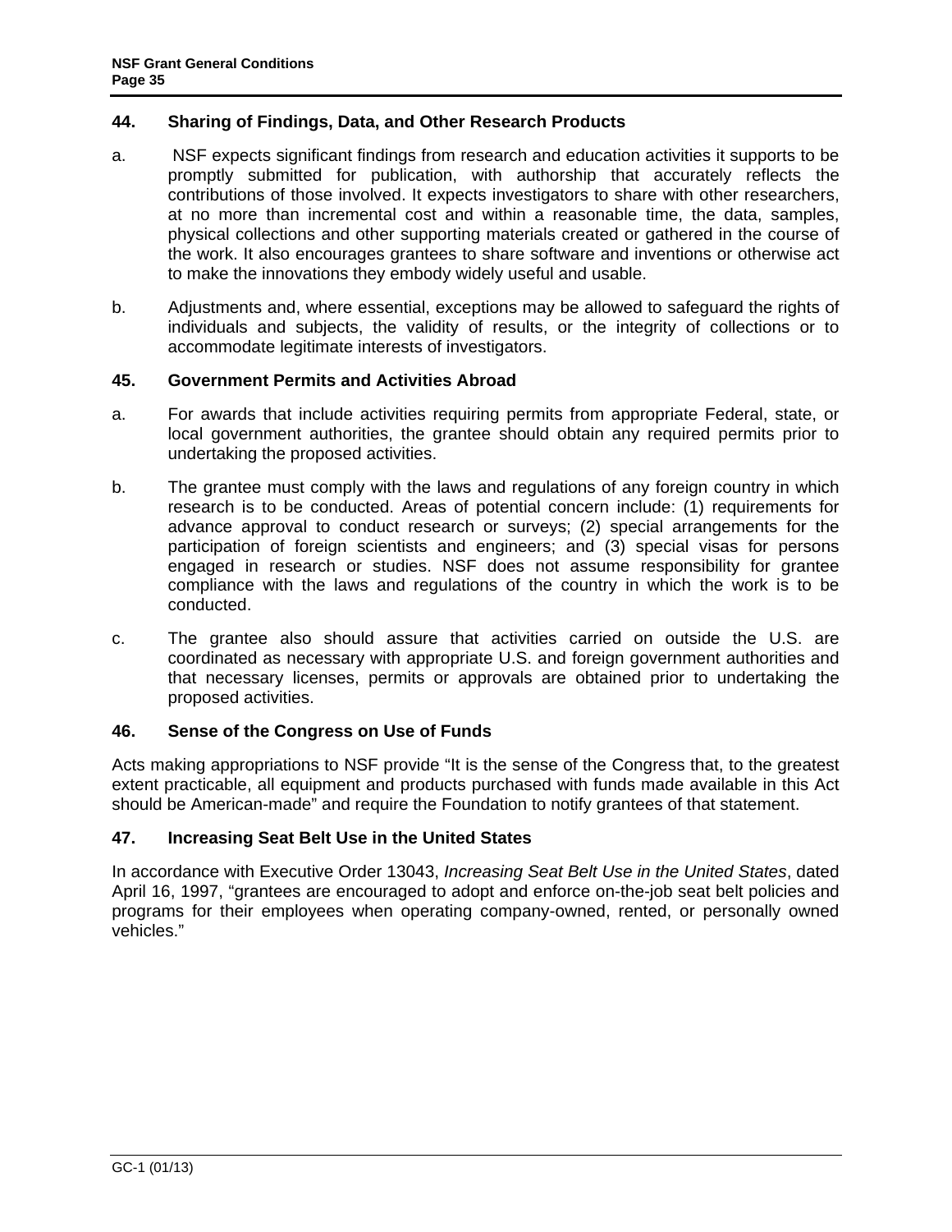### 44. Sharing of Findings, Data, and Other Research Products

a. NSF expects significant findings from research and education activities it supports to be promptly submitted for publication, with authorship that accurately reflects the contributions of those involved. It expects investigators to share with other researchers, at no more than incremental cost and within a reasonable time, the data, samples, physical collections and other supporting materials created or gathered in the course of the work. It also encourages grantees to share software and inventions or otherwise act to make the innovations they embody widely useful and usable.

b. Adjustments and, where essential, exceptions may be allowed to safeguard the rights of individuals and subjects, the validity of results, or the integrity of collections or to accommodate legitimate interests of investigators.

### 45. Government Permits and Activities Abroad

a. For awards that include activities requiring permits from appropriate Federal, state, or local government authorities, the grantee should obtain any required permits prior to undertaking the proposed activities.

b. The grantee must comply with the laws and regulations of any foreign country in which research is to be conducted. Areas of potential concern include: (1) requirements for advance approval to conduct research or surveys; (2) special arrangements for the participation of foreign scientists and engineers; and (3) special visas for persons engaged in research or studies. NSF does not assume responsibility for grantee compliance with the laws and regulations of the country in which the work is to be conducted.

c. The grantee also should assure that activities carried on outside the U.S. are coordinated as necessary with appropriate U.S. and foreign government authorities and that necessary licenses, permits or approvals are obtained prior to undertaking the proposed activities.

### 46. Sense of the Congress on Use of Funds

Acts making appropriations to NSF provide "It is the sense of the Congress that, to the greatest extent practicable, all equipment and products purchased with funds made available in this Act should be American-made" and require the Foundation to notify grantees of that statement.

### 47. Increasing Seat Belt Use in the United States

In accordance with Executive Order 13043, *Increasing Seat Belt Use in the United States*, dated April 16, 1997, "grantees are encouraged to adopt and enforce on-the-job seat belt policies and programs for their employees when operating company-owned, rented, or personally owned vehicles."